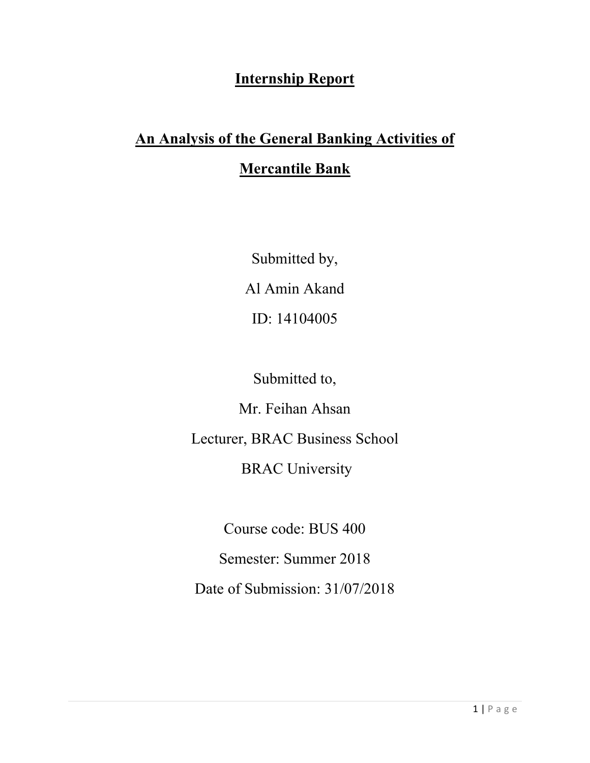# Internship Report

# An Analysis of the General Banking Activities of Mercantile Bank

Submitted by,

Al Amin Akand

ID: 14104005

Submitted to,

Mr. Feihan Ahsan

Lecturer, BRAC Business School

BRAC University

Course code: BUS 400

Semester: Summer 2018

Date of Submission: 31/07/2018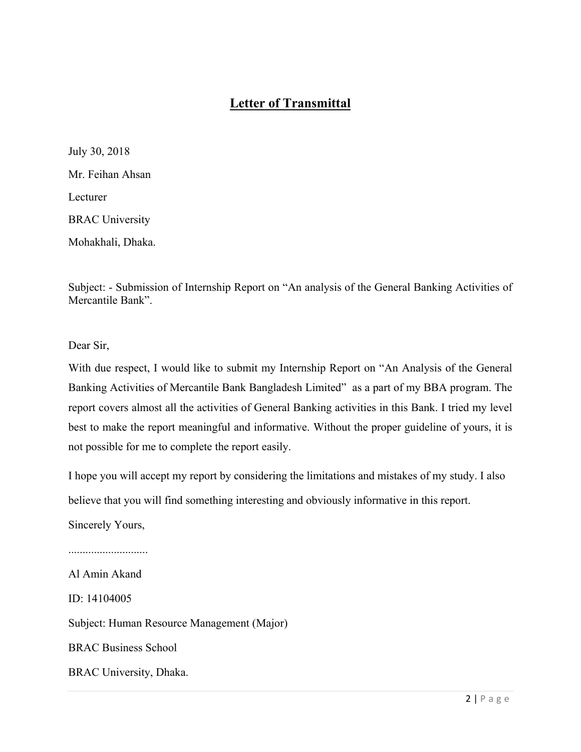# Letter of Transmittal

July 30, 2018

Mr. Feihan Ahsan

Lecturer

BRAC University

Mohakhali, Dhaka.

Subject: - Submission of Internship Report on "An analysis of the General Banking Activities of Mercantile Bank".

Dear Sir,

With due respect, I would like to submit my Internship Report on "An Analysis of the General Banking Activities of Mercantile Bank Bangladesh Limited" as a part of my BBA program. The report covers almost all the activities of General Banking activities in this Bank. I tried my level best to make the report meaningful and informative. Without the proper guideline of yours, it is not possible for me to complete the report easily.

I hope you will accept my report by considering the limitations and mistakes of my study. I also believe that you will find something interesting and obviously informative in this report.

Sincerely Yours,

............................

Al Amin Akand

ID: 14104005

Subject: Human Resource Management (Major)

BRAC Business School

BRAC University, Dhaka.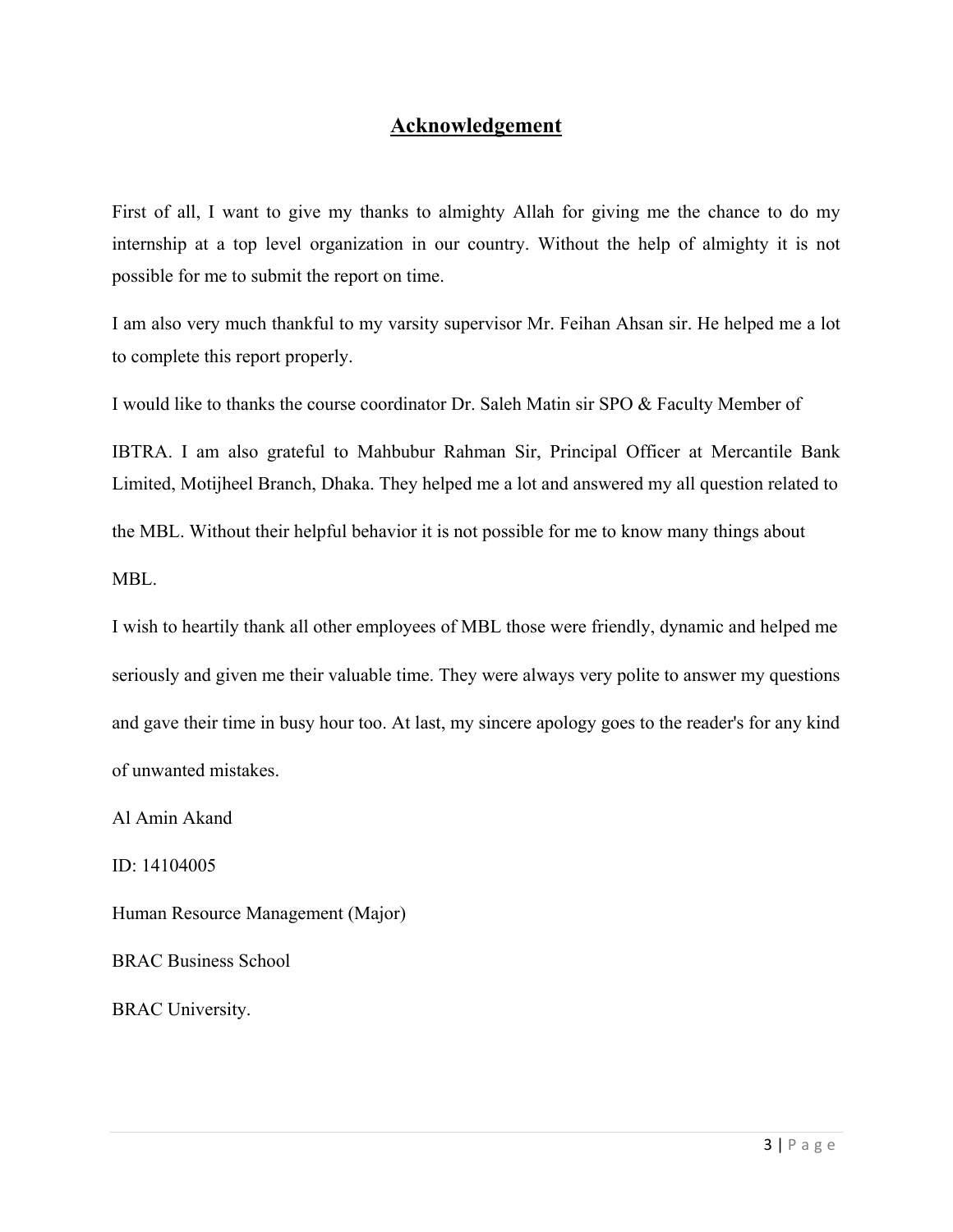# Acknowledgement

First of all, I want to give my thanks to almighty Allah for giving me the chance to do my internship at a top level organization in our country. Without the help of almighty it is not possible for me to submit the report on time.

I am also very much thankful to my varsity supervisor Mr. Feihan Ahsan sir. He helped me a lot to complete this report properly.

I would like to thanks the course coordinator Dr. Saleh Matin sir SPO & Faculty Member of IBTRA. I am also grateful to Mahbubur Rahman Sir, Principal Officer at Mercantile Bank Limited, Motijheel Branch, Dhaka. They helped me a lot and answered my all question related to the MBL. Without their helpful behavior it is not possible for me to know many things about MBL.

I wish to heartily thank all other employees of MBL those were friendly, dynamic and helped me seriously and given me their valuable time. They were always very polite to answer my questions and gave their time in busy hour too. At last, my sincere apology goes to the reader's for any kind of unwanted mistakes.

Al Amin Akand

ID: 14104005

Human Resource Management (Major)

BRAC Business School

BRAC University.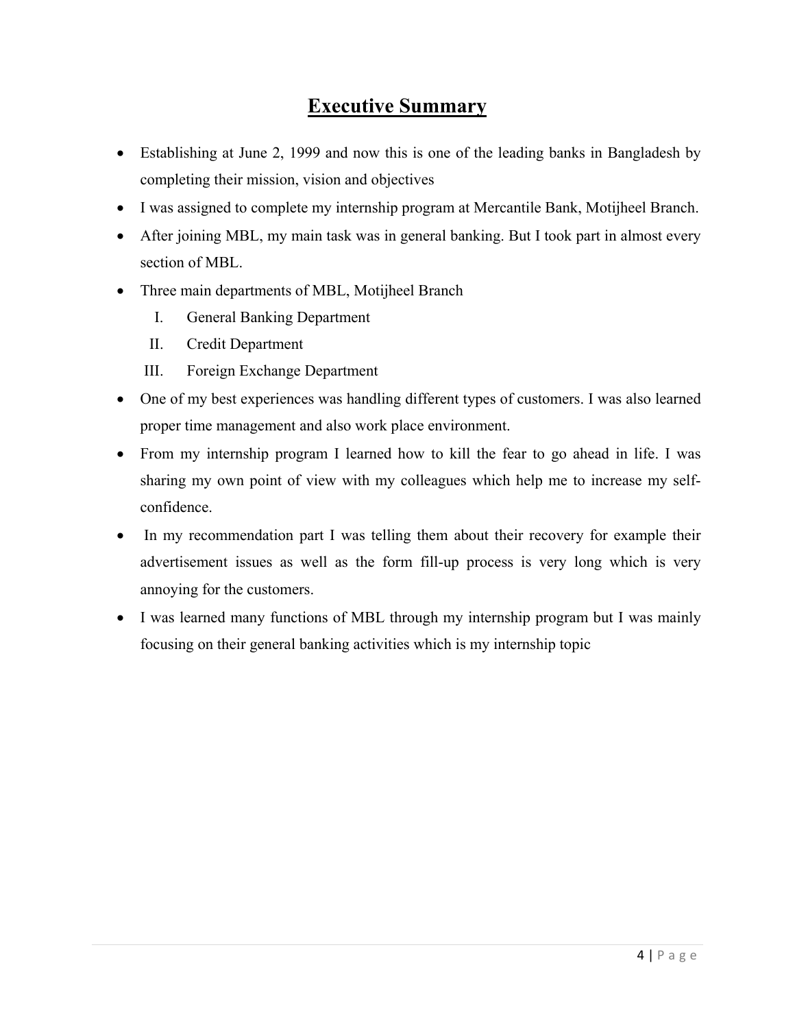# Executive Summary

- Establishing at June 2, 1999 and now this is one of the leading banks in Bangladesh by completing their mission, vision and objectives
- I was assigned to complete my internship program at Mercantile Bank, Motijheel Branch.
- After joining MBL, my main task was in general banking. But I took part in almost every section of MBL.
- Three main departments of MBL, Motijheel Branch
  - I. General Banking Department
  - II. Credit Department
  - III. Foreign Exchange Department
- One of my best experiences was handling different types of customers. I was also learned proper time management and also work place environment.
- From my internship program I learned how to kill the fear to go ahead in life. I was sharing my own point of view with my colleagues which help me to increase my self-confidence.
- In my recommendation part I was telling them about their recovery for example their advertisement issues as well as the form fill-up process is very long which is very annoying for the customers.
- I was learned many functions of MBL through my internship program but I was mainly focusing on their general banking activities which is my internship topic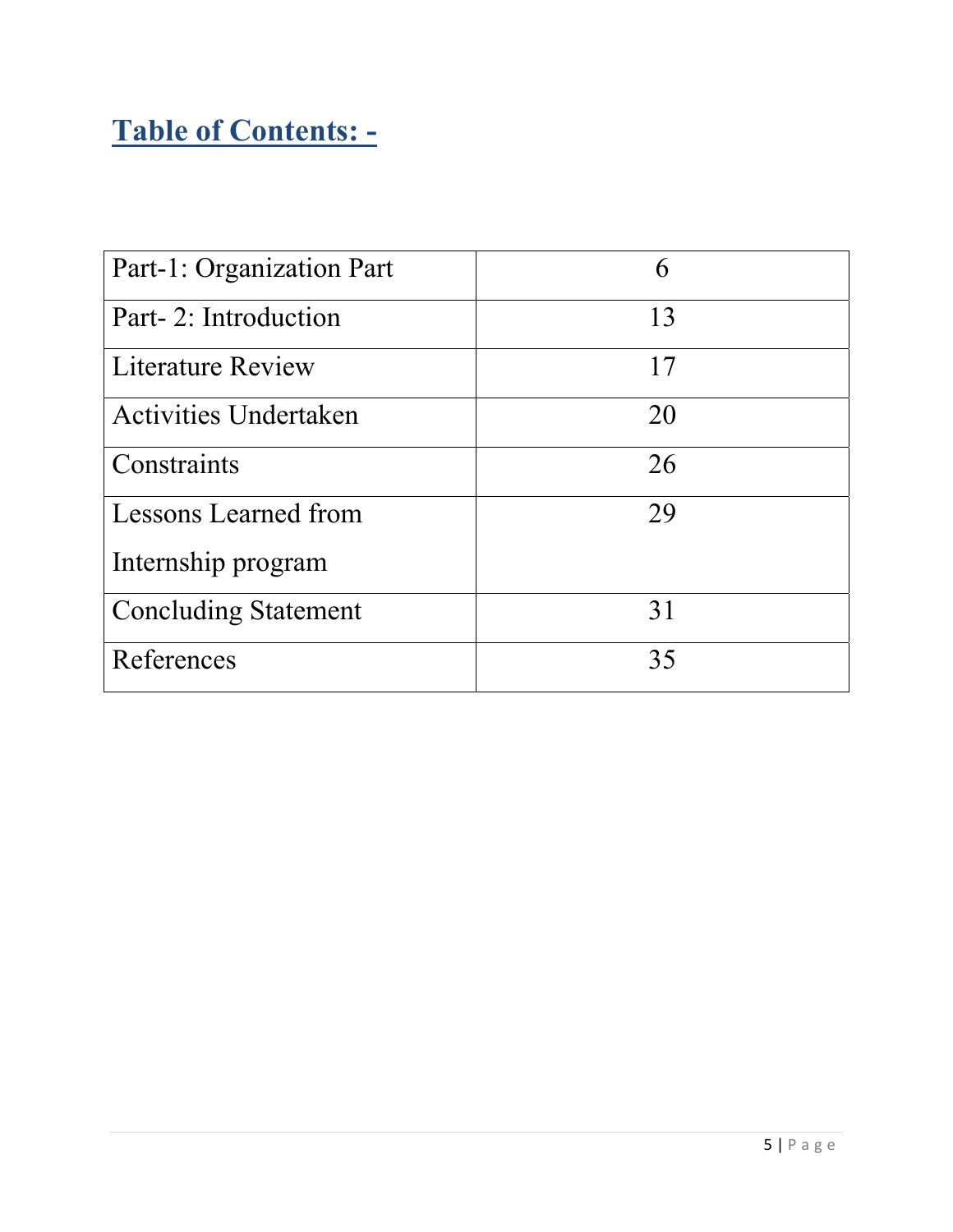## Table of Contents: -

| | |
|---|---|
| Part-1: Organization Part | 6 |
| Part- 2: Introduction | 13 |
| Literature Review | 17 |
| Activities Undertaken | 20 |
| Constraints | 26 |
| Lessons Learned from Internship program | 29 |
| Concluding Statement | 31 |
| References | 35 |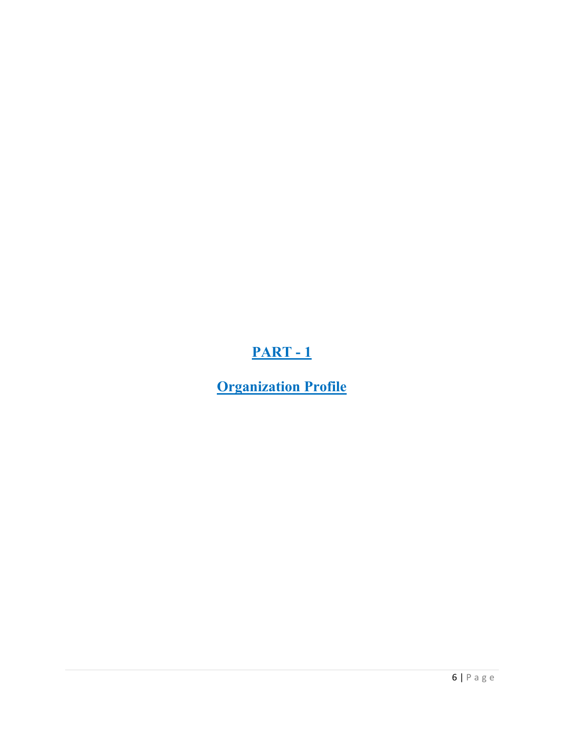# PART - 1

## Organization Profile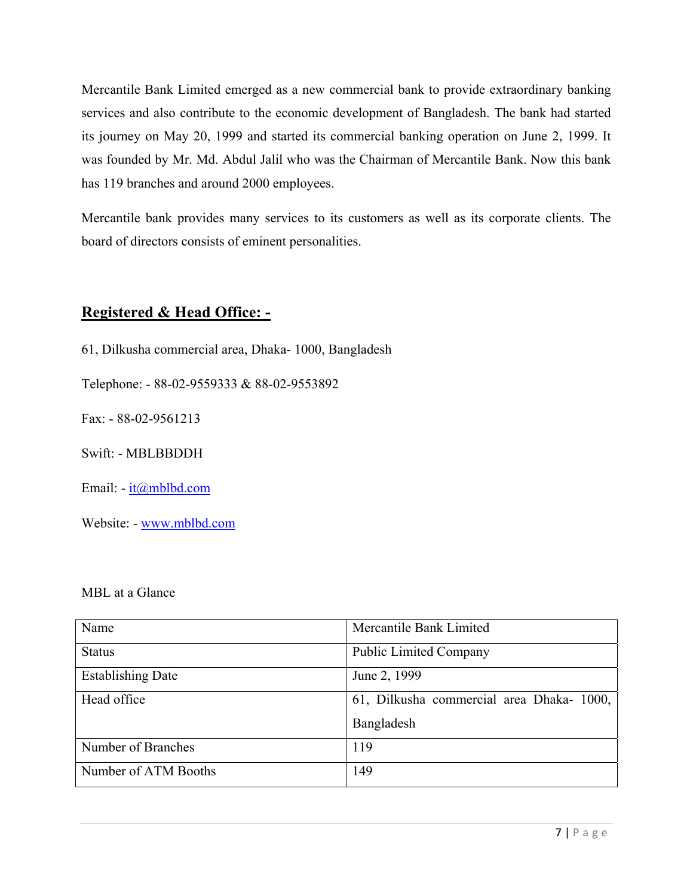Mercantile Bank Limited emerged as a new commercial bank to provide extraordinary banking services and also contribute to the economic development of Bangladesh. The bank had started its journey on May 20, 1999 and started its commercial banking operation on June 2, 1999. It was founded by Mr. Md. Abdul Jalil who was the Chairman of Mercantile Bank. Now this bank has 119 branches and around 2000 employees.

Mercantile bank provides many services to its customers as well as its corporate clients. The board of directors consists of eminent personalities.

## **Registered & Head Office: -**

61, Dilkusha commercial area, Dhaka- 1000, Bangladesh

Telephone: - 88-02-9559333 & 88-02-9553892

Fax: - 88-02-9561213

Swift: - MBLBBDDH

Email: - it@mblbd.com

Website: - www.mblbd.com

MBL at a Glance

| Name | Mercantile Bank Limited |
|---|---|
| Status | Public Limited Company |
| Establishing Date | June 2, 1999 |
| Head office | 61, Dilkusha commercial area Dhaka- 1000, Bangladesh |
| Number of Branches | 119 |
| Number of ATM Booths | 149 |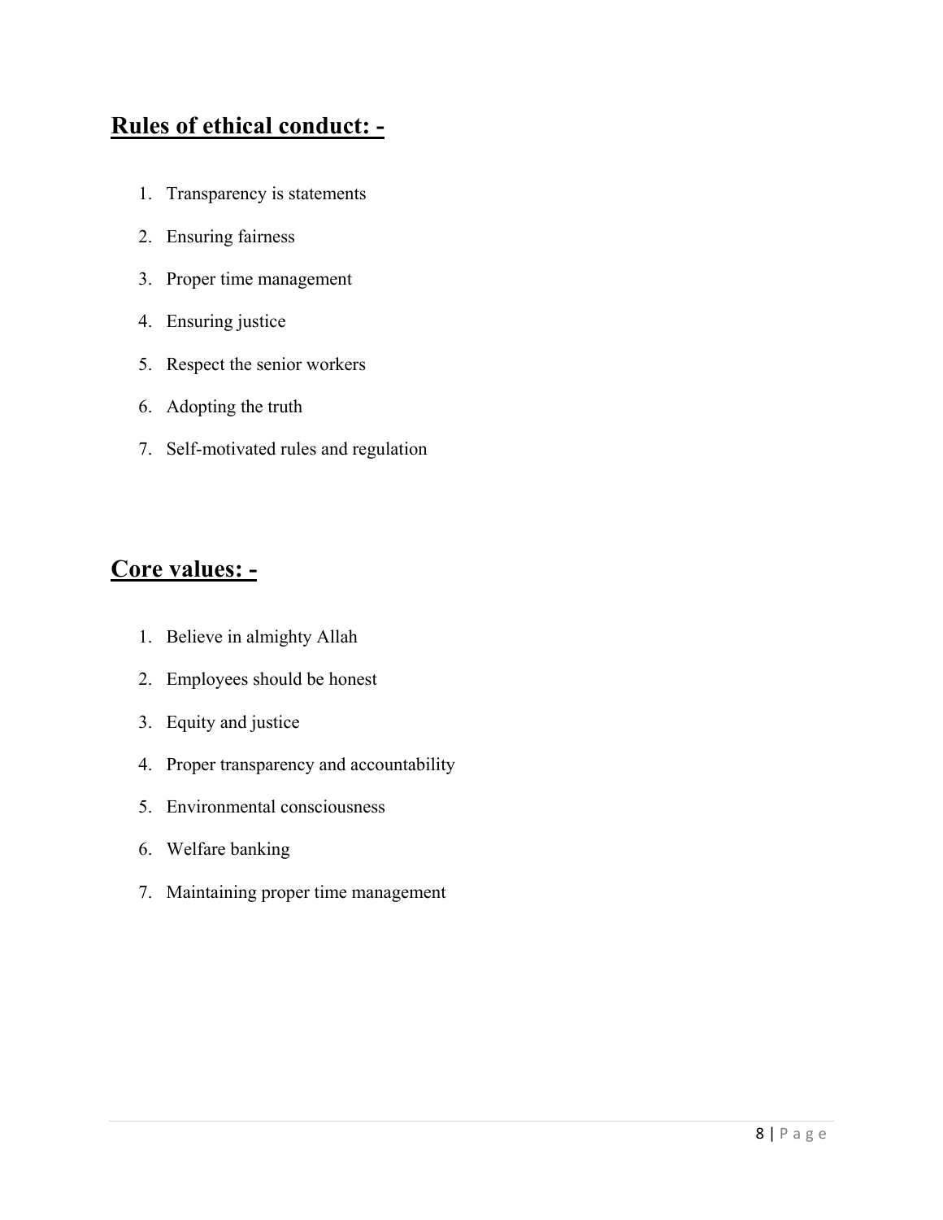## **Rules of ethical conduct: -**

1. Transparency is statements
2. Ensuring fairness
3. Proper time management
4. Ensuring justice
5. Respect the senior workers
6. Adopting the truth
7. Self-motivated rules and regulation

## **Core values: -**

1. Believe in almighty Allah
2. Employees should be honest
3. Equity and justice
4. Proper transparency and accountability
5. Environmental consciousness
6. Welfare banking
7. Maintaining proper time management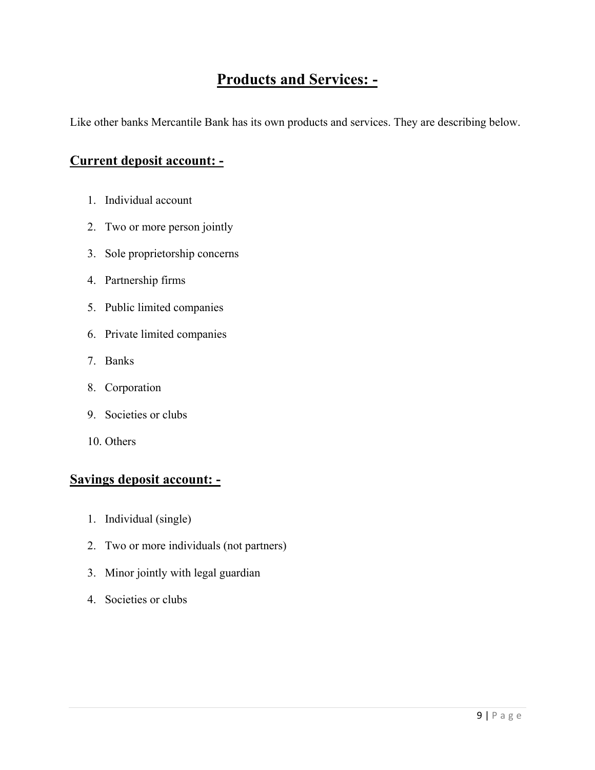# Products and Services: -

Like other banks Mercantile Bank has its own products and services. They are describing below.

## Current deposit account: -

1. Individual account
2. Two or more person jointly
3. Sole proprietorship concerns
4. Partnership firms
5. Public limited companies
6. Private limited companies
7. Banks
8. Corporation
9. Societies or clubs
10. Others

## Savings deposit account: -

1. Individual (single)
2. Two or more individuals (not partners)
3. Minor jointly with legal guardian
4. Societies or clubs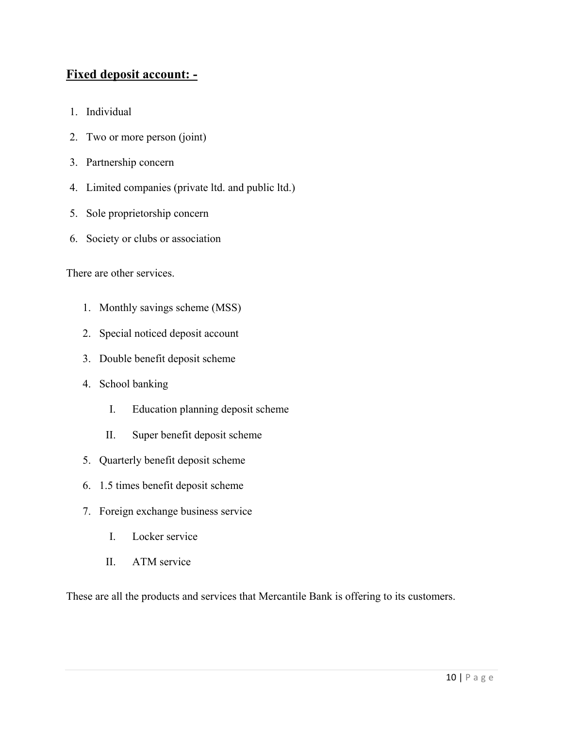## **Fixed deposit account: -**

1. Individual
2. Two or more person (joint)
3. Partnership concern
4. Limited companies (private ltd. and public ltd.)
5. Sole proprietorship concern
6. Society or clubs or association

There are other services.

1. Monthly savings scheme (MSS)
2. Special noticed deposit account
3. Double benefit deposit scheme
4. School banking
   - I. Education planning deposit scheme
   - II. Super benefit deposit scheme
5. Quarterly benefit deposit scheme
6. 1.5 times benefit deposit scheme
7. Foreign exchange business service
   - I. Locker service
   - II. ATM service

These are all the products and services that Mercantile Bank is offering to its customers.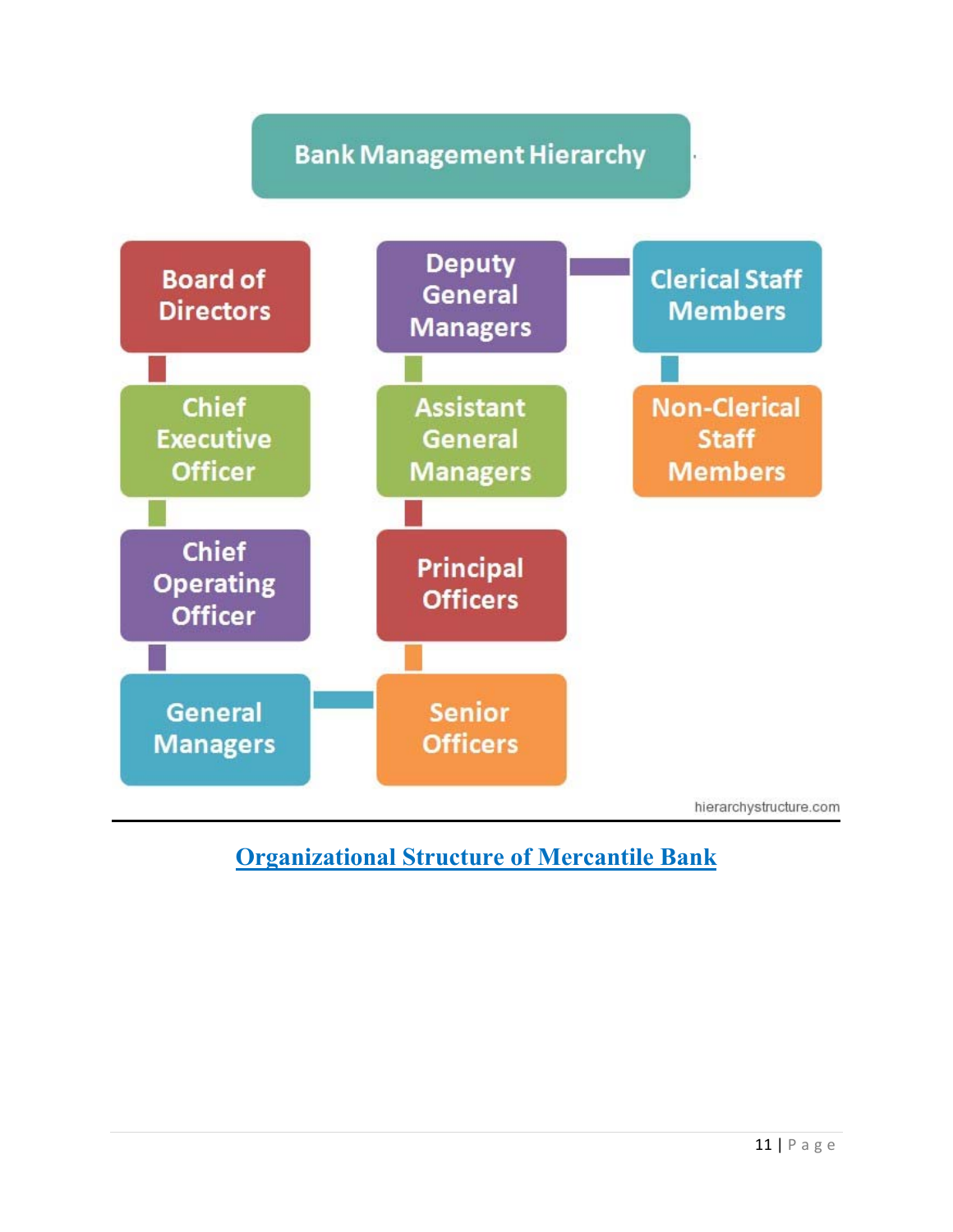Bank Management Hierarchy

Board of Directors

Chief Executive Officer

Chief Operating Officer

General Managers

Senior Officers

Principal Officers

Assistant General Managers

Deputy General Managers

Clerical Staff Members

Non-Clerical Staff Members

hierarchystructure.com

**Organizational Structure of Mercantile Bank**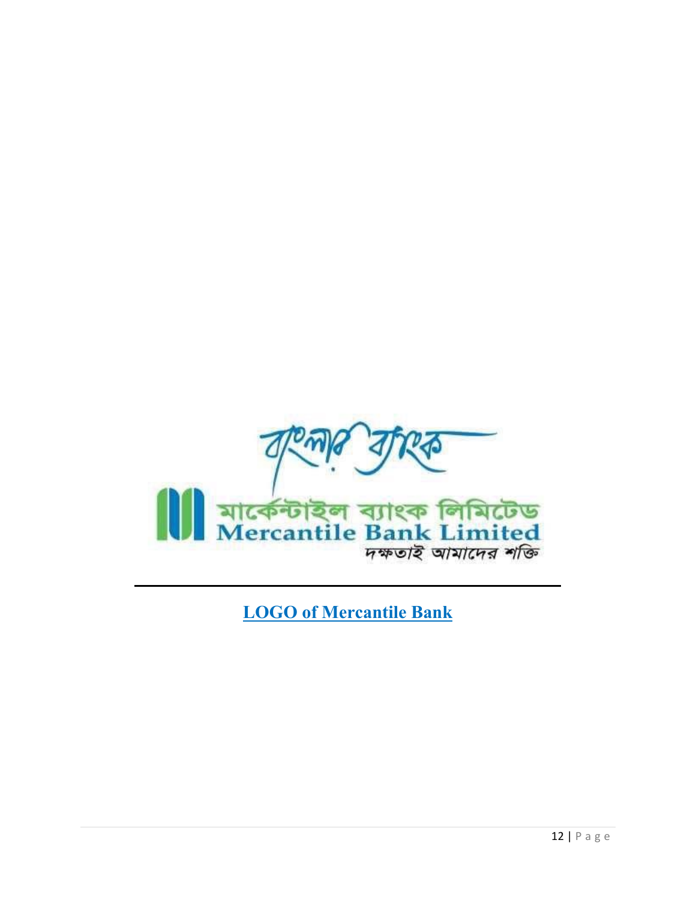বাংলার ব্যাংক

মার্কেন্টাইল ব্যাংক লিমিটেড
Mercantile Bank Limited
দক্ষতাই আমাদের শক্তি

**LOGO of Mercantile Bank**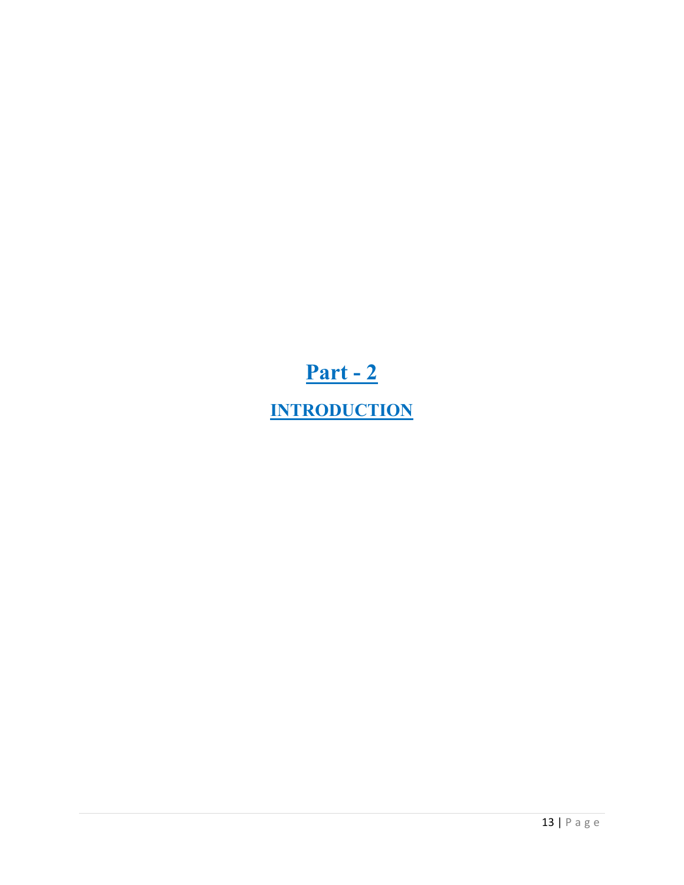# Part - 2

## INTRODUCTION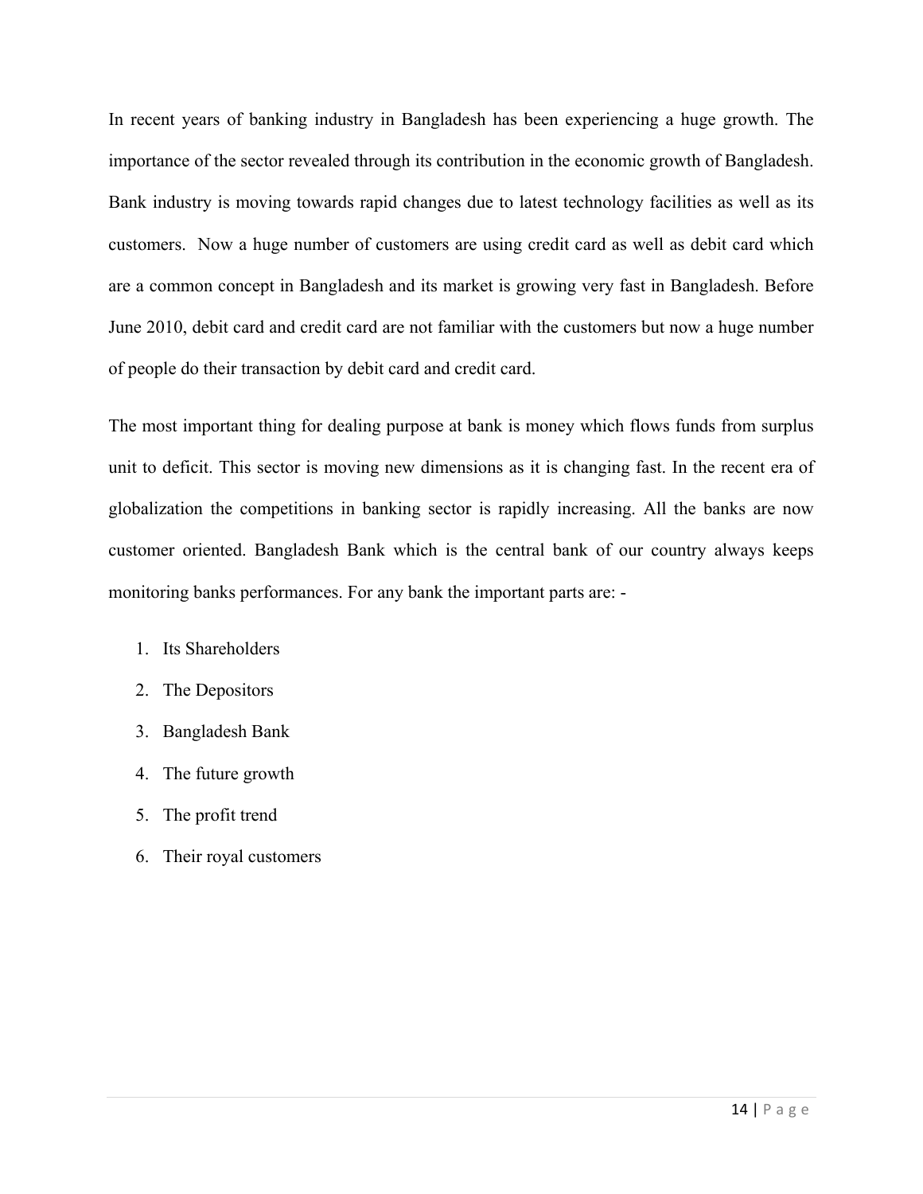In recent years of banking industry in Bangladesh has been experiencing a huge growth. The importance of the sector revealed through its contribution in the economic growth of Bangladesh. Bank industry is moving towards rapid changes due to latest technology facilities as well as its customers. Now a huge number of customers are using credit card as well as debit card which are a common concept in Bangladesh and its market is growing very fast in Bangladesh. Before June 2010, debit card and credit card are not familiar with the customers but now a huge number of people do their transaction by debit card and credit card.

The most important thing for dealing purpose at bank is money which flows funds from surplus unit to deficit. This sector is moving new dimensions as it is changing fast. In the recent era of globalization the competitions in banking sector is rapidly increasing. All the banks are now customer oriented. Bangladesh Bank which is the central bank of our country always keeps monitoring banks performances. For any bank the important parts are: -

1. Its Shareholders
2. The Depositors
3. Bangladesh Bank
4. The future growth
5. The profit trend
6. Their royal customers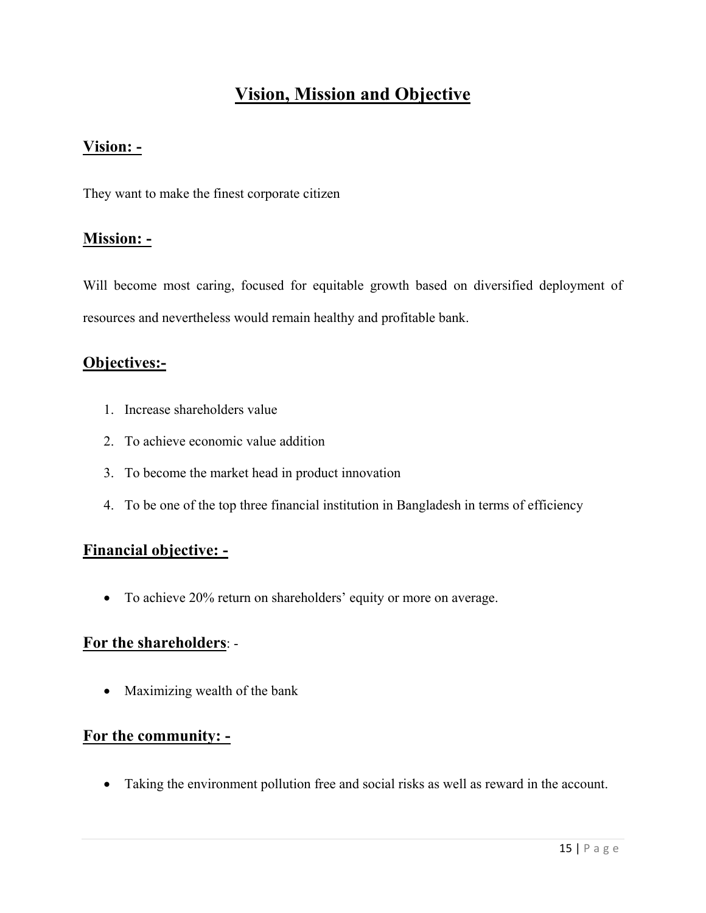# Vision, Mission and Objective

## Vision: -

They want to make the finest corporate citizen

## Mission: -

Will become most caring, focused for equitable growth based on diversified deployment of resources and nevertheless would remain healthy and profitable bank.

## Objectives:-

1. Increase shareholders value
2. To achieve economic value addition
3. To become the market head in product innovation
4. To be one of the top three financial institution in Bangladesh in terms of efficiency

## Financial objective: -

- To achieve 20% return on shareholders' equity or more on average.

## For the shareholders: -

- Maximizing wealth of the bank

## For the community: -

- Taking the environment pollution free and social risks as well as reward in the account.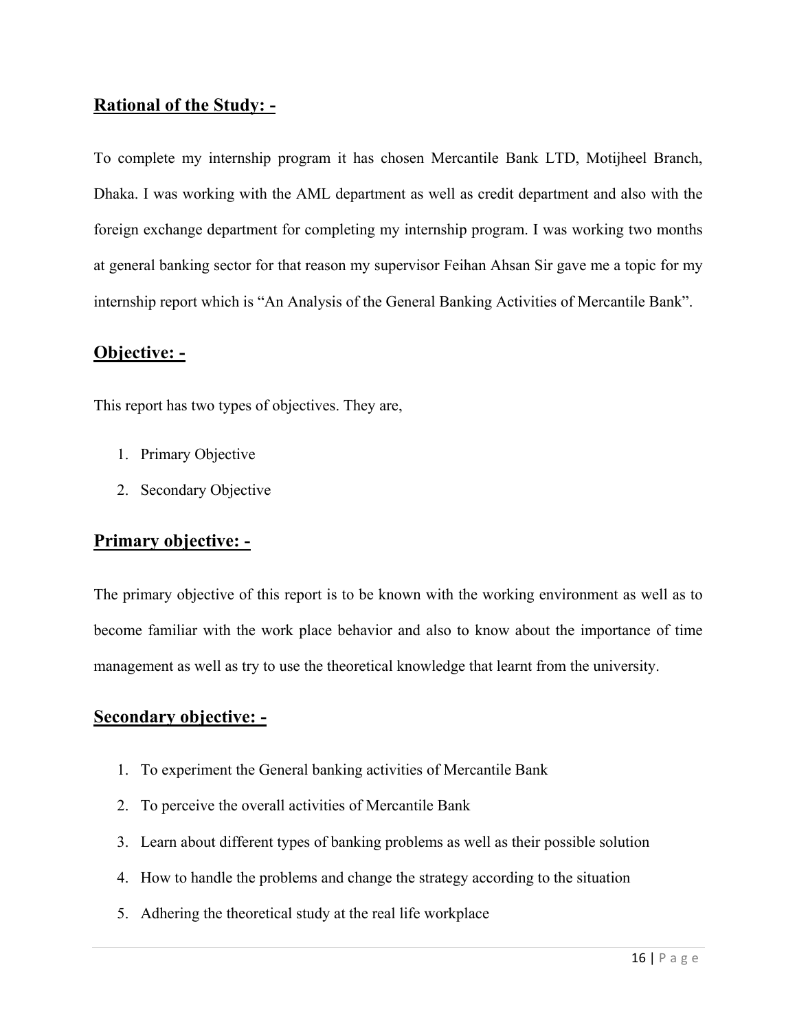## Rational of the Study: -

To complete my internship program it has chosen Mercantile Bank LTD, Motijheel Branch, Dhaka. I was working with the AML department as well as credit department and also with the foreign exchange department for completing my internship program. I was working two months at general banking sector for that reason my supervisor Feihan Ahsan Sir gave me a topic for my internship report which is "An Analysis of the General Banking Activities of Mercantile Bank".

## Objective: -

This report has two types of objectives. They are,

1. Primary Objective
2. Secondary Objective

## Primary objective: -

The primary objective of this report is to be known with the working environment as well as to become familiar with the work place behavior and also to know about the importance of time management as well as try to use the theoretical knowledge that learnt from the university.

## Secondary objective: -

1. To experiment the General banking activities of Mercantile Bank
2. To perceive the overall activities of Mercantile Bank
3. Learn about different types of banking problems as well as their possible solution
4. How to handle the problems and change the strategy according to the situation
5. Adhering the theoretical study at the real life workplace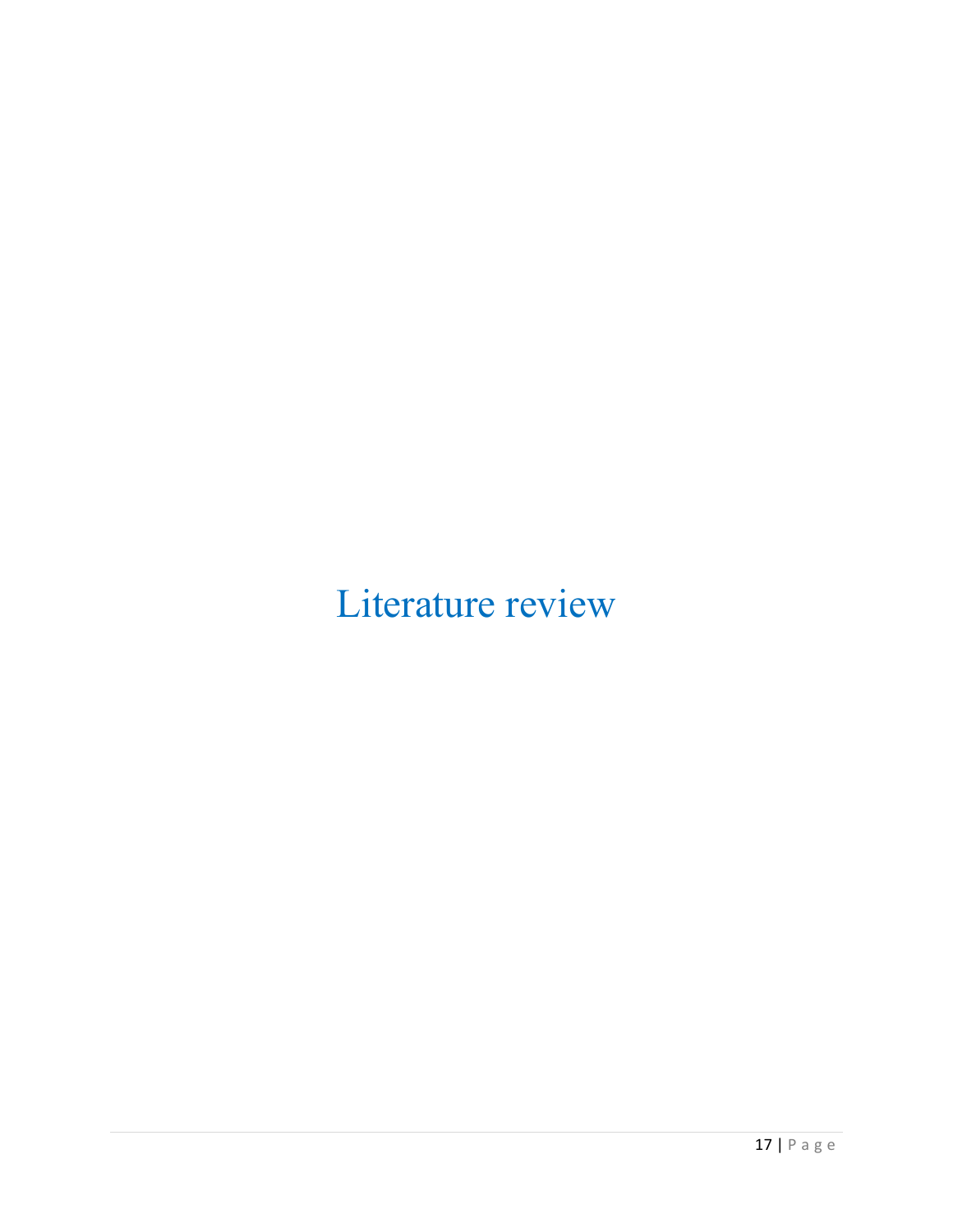# Literature review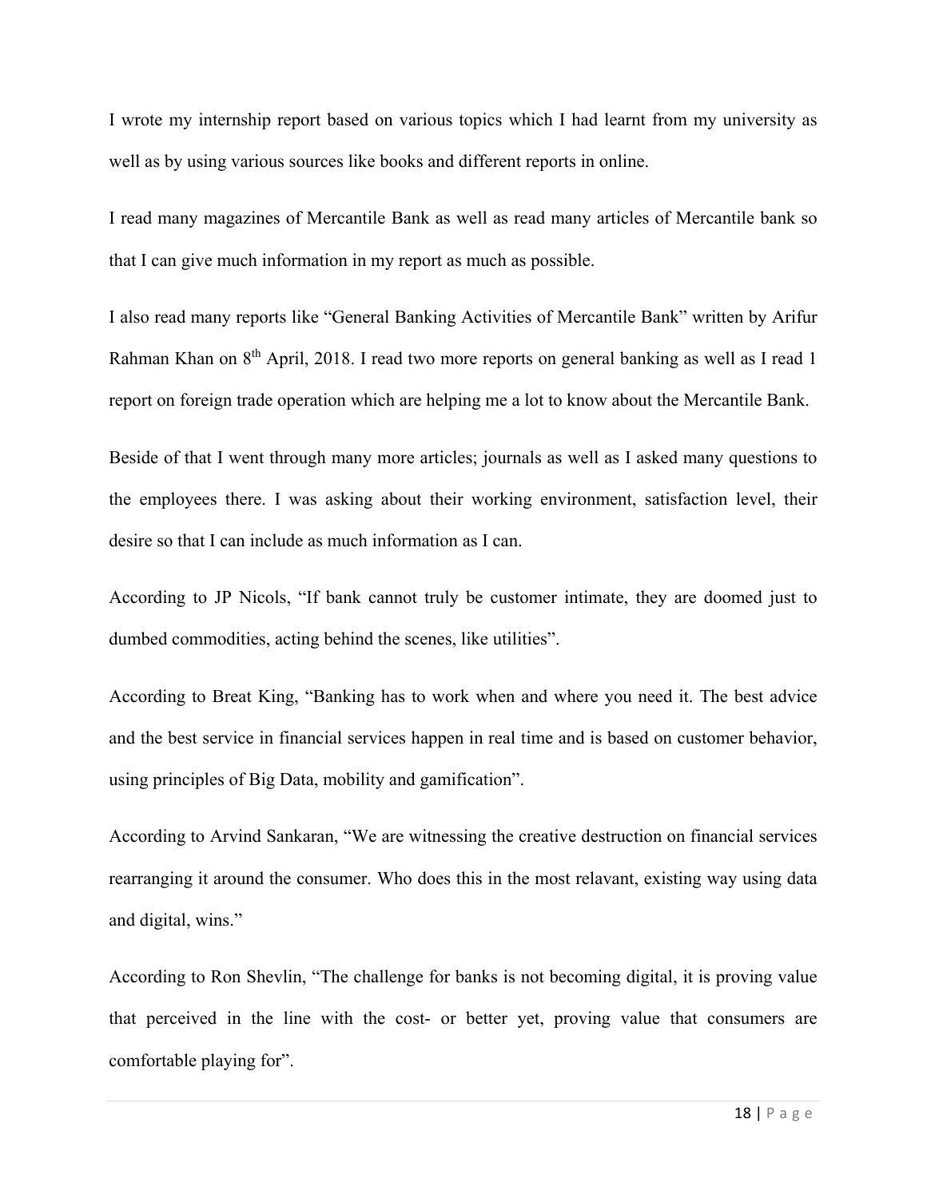I wrote my internship report based on various topics which I had learnt from my university as well as by using various sources like books and different reports in online.

I read many magazines of Mercantile Bank as well as read many articles of Mercantile bank so that I can give much information in my report as much as possible.

I also read many reports like "General Banking Activities of Mercantile Bank" written by Arifur Rahman Khan on 8th April, 2018. I read two more reports on general banking as well as I read 1 report on foreign trade operation which are helping me a lot to know about the Mercantile Bank.

Beside of that I went through many more articles; journals as well as I asked many questions to the employees there. I was asking about their working environment, satisfaction level, their desire so that I can include as much information as I can.

According to JP Nicols, "If bank cannot truly be customer intimate, they are doomed just to dumbed commodities, acting behind the scenes, like utilities".

According to Breat King, "Banking has to work when and where you need it. The best advice and the best service in financial services happen in real time and is based on customer behavior, using principles of Big Data, mobility and gamification".

According to Arvind Sankaran, "We are witnessing the creative destruction on financial services rearranging it around the consumer. Who does this in the most relavant, existing way using data and digital, wins."

According to Ron Shevlin, "The challenge for banks is not becoming digital, it is proving value that perceived in the line with the cost- or better yet, proving value that consumers are comfortable playing for".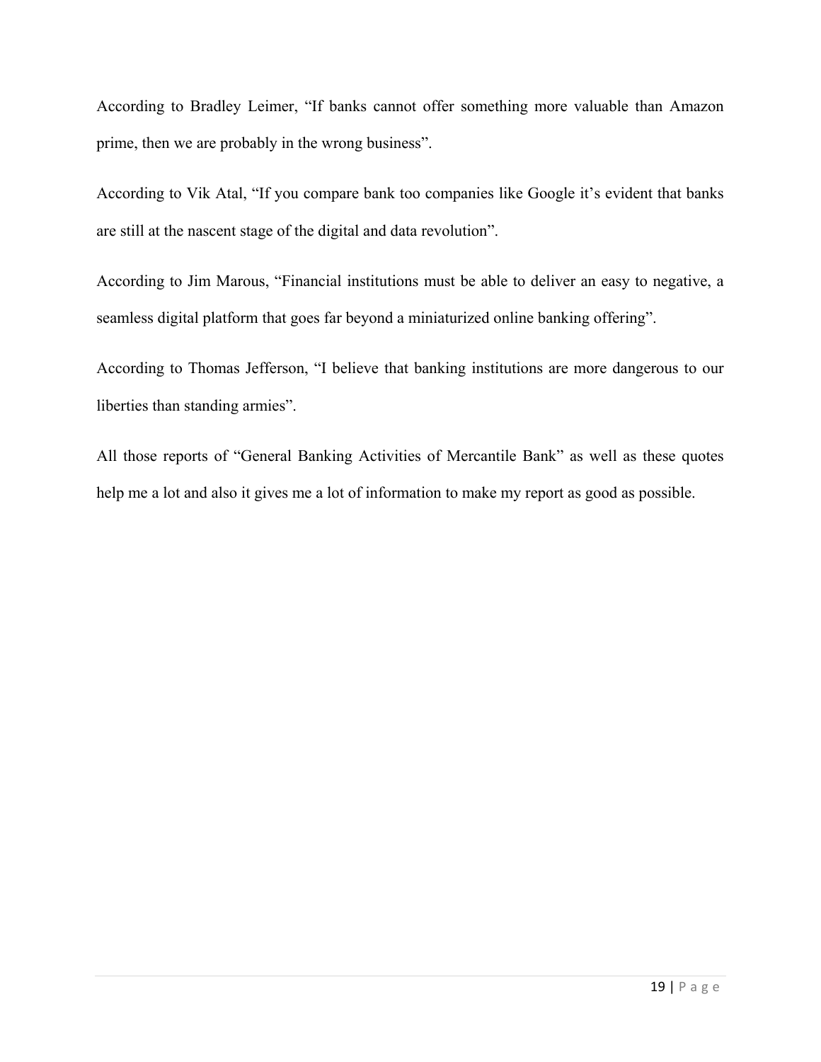According to Bradley Leimer, “If banks cannot offer something more valuable than Amazon prime, then we are probably in the wrong business”.

According to Vik Atal, “If you compare bank too companies like Google it’s evident that banks are still at the nascent stage of the digital and data revolution”.

According to Jim Marous, “Financial institutions must be able to deliver an easy to negative, a seamless digital platform that goes far beyond a miniaturized online banking offering”.

According to Thomas Jefferson, “I believe that banking institutions are more dangerous to our liberties than standing armies”.

All those reports of “General Banking Activities of Mercantile Bank” as well as these quotes help me a lot and also it gives me a lot of information to make my report as good as possible.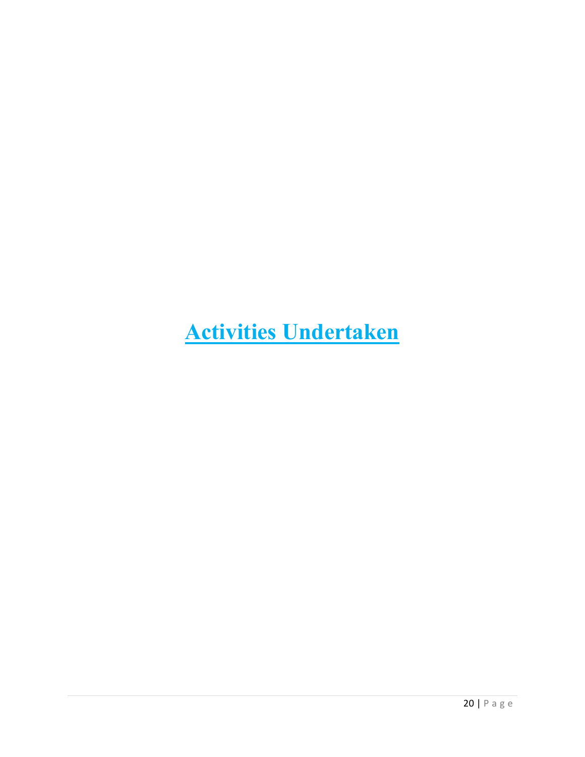# Activities Undertaken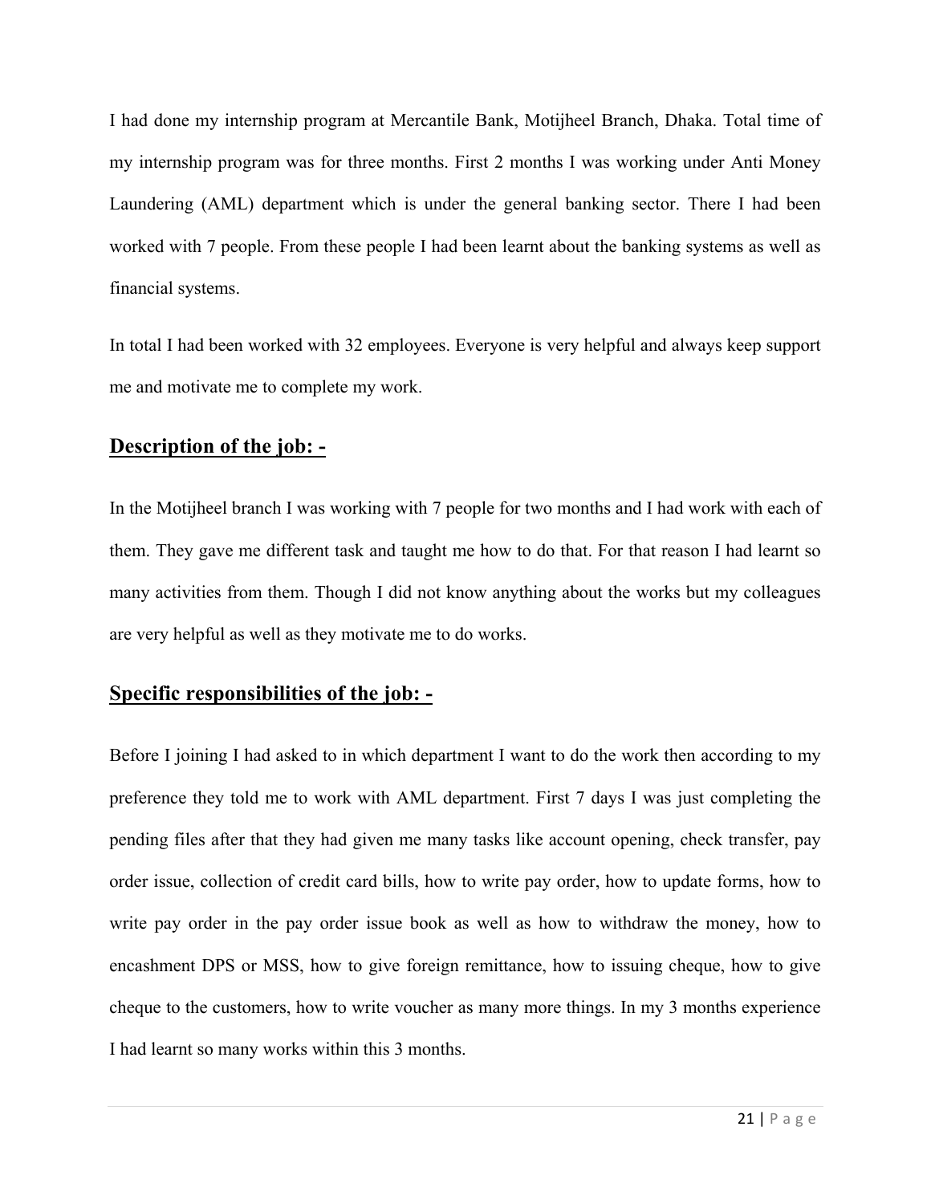I had done my internship program at Mercantile Bank, Motijheel Branch, Dhaka. Total time of my internship program was for three months. First 2 months I was working under Anti Money Laundering (AML) department which is under the general banking sector. There I had been worked with 7 people. From these people I had been learnt about the banking systems as well as financial systems.

In total I had been worked with 32 employees. Everyone is very helpful and always keep support me and motivate me to complete my work.

## Description of the job: -

In the Motijheel branch I was working with 7 people for two months and I had work with each of them. They gave me different task and taught me how to do that. For that reason I had learnt so many activities from them. Though I did not know anything about the works but my colleagues are very helpful as well as they motivate me to do works.

## Specific responsibilities of the job: -

Before I joining I had asked to in which department I want to do the work then according to my preference they told me to work with AML department. First 7 days I was just completing the pending files after that they had given me many tasks like account opening, check transfer, pay order issue, collection of credit card bills, how to write pay order, how to update forms, how to write pay order in the pay order issue book as well as how to withdraw the money, how to encashment DPS or MSS, how to give foreign remittance, how to issuing cheque, how to give cheque to the customers, how to write voucher as many more things. In my 3 months experience I had learnt so many works within this 3 months.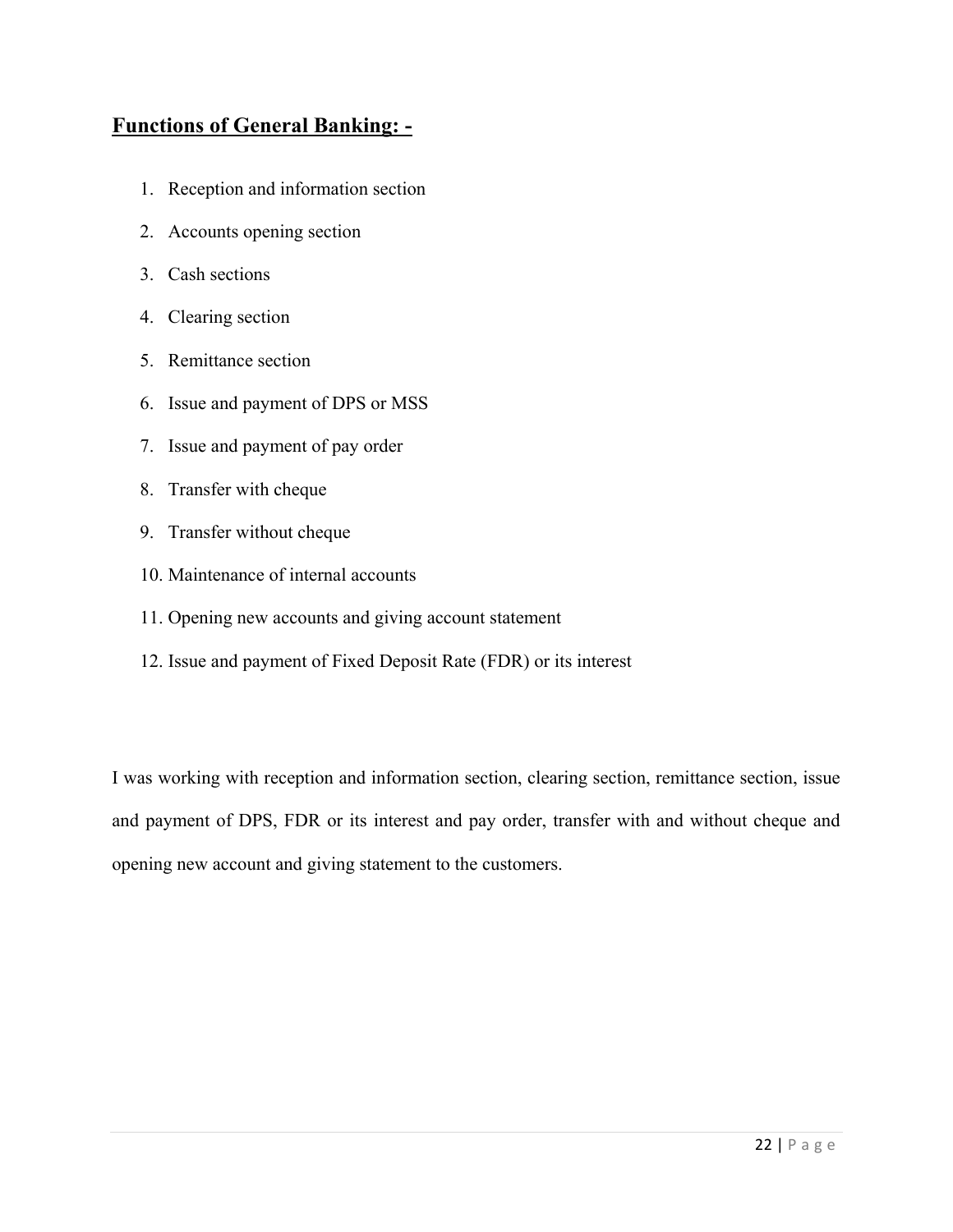## Functions of General Banking: -

1. Reception and information section
2. Accounts opening section
3. Cash sections
4. Clearing section
5. Remittance section
6. Issue and payment of DPS or MSS
7. Issue and payment of pay order
8. Transfer with cheque
9. Transfer without cheque
10. Maintenance of internal accounts
11. Opening new accounts and giving account statement
12. Issue and payment of Fixed Deposit Rate (FDR) or its interest

I was working with reception and information section, clearing section, remittance section, issue and payment of DPS, FDR or its interest and pay order, transfer with and without cheque and opening new account and giving statement to the customers.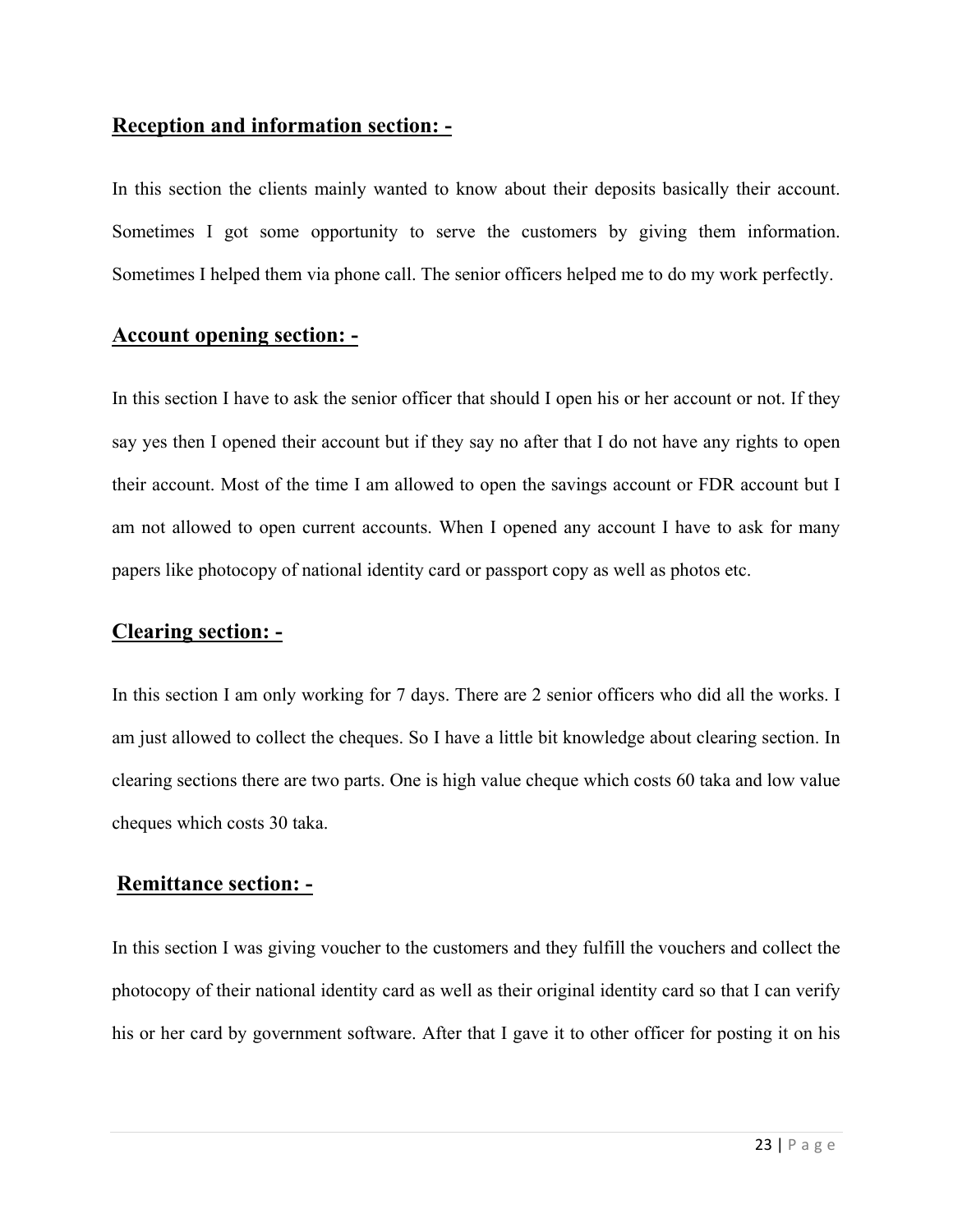### **Reception and information section: -**

In this section the clients mainly wanted to know about their deposits basically their account. Sometimes I got some opportunity to serve the customers by giving them information. Sometimes I helped them via phone call. The senior officers helped me to do my work perfectly.

### **Account opening section: -**

In this section I have to ask the senior officer that should I open his or her account or not. If they say yes then I opened their account but if they say no after that I do not have any rights to open their account. Most of the time I am allowed to open the savings account or FDR account but I am not allowed to open current accounts. When I opened any account I have to ask for many papers like photocopy of national identity card or passport copy as well as photos etc.

### **Clearing section: -**

In this section I am only working for 7 days. There are 2 senior officers who did all the works. I am just allowed to collect the cheques. So I have a little bit knowledge about clearing section. In clearing sections there are two parts. One is high value cheque which costs 60 taka and low value cheques which costs 30 taka.

### **Remittance section: -**

In this section I was giving voucher to the customers and they fulfill the vouchers and collect the photocopy of their national identity card as well as their original identity card so that I can verify his or her card by government software. After that I gave it to other officer for posting it on his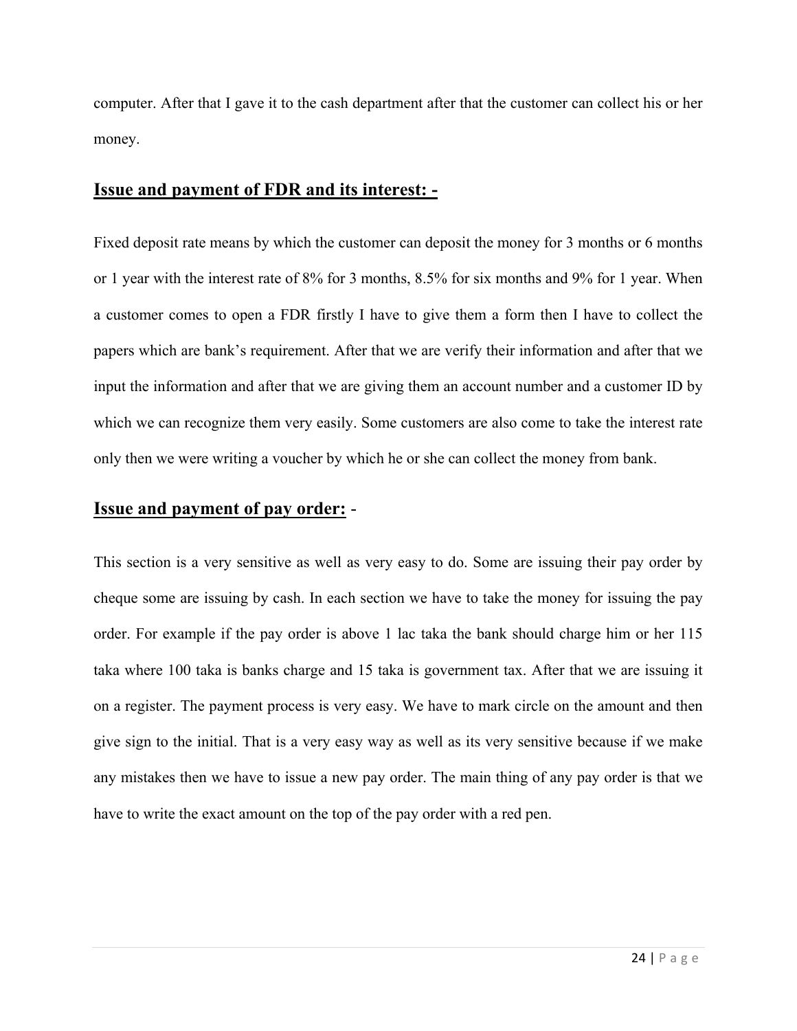computer. After that I gave it to the cash department after that the customer can collect his or her money.

## **Issue and payment of FDR and its interest: -**

Fixed deposit rate means by which the customer can deposit the money for 3 months or 6 months or 1 year with the interest rate of 8% for 3 months, 8.5% for six months and 9% for 1 year. When a customer comes to open a FDR firstly I have to give them a form then I have to collect the papers which are bank's requirement. After that we are verify their information and after that we input the information and after that we are giving them an account number and a customer ID by which we can recognize them very easily. Some customers are also come to take the interest rate only then we were writing a voucher by which he or she can collect the money from bank.

## **Issue and payment of pay order:** -

This section is a very sensitive as well as very easy to do. Some are issuing their pay order by cheque some are issuing by cash. In each section we have to take the money for issuing the pay order. For example if the pay order is above 1 lac taka the bank should charge him or her 115 taka where 100 taka is banks charge and 15 taka is government tax. After that we are issuing it on a register. The payment process is very easy. We have to mark circle on the amount and then give sign to the initial. That is a very easy way as well as its very sensitive because if we make any mistakes then we have to issue a new pay order. The main thing of any pay order is that we have to write the exact amount on the top of the pay order with a red pen.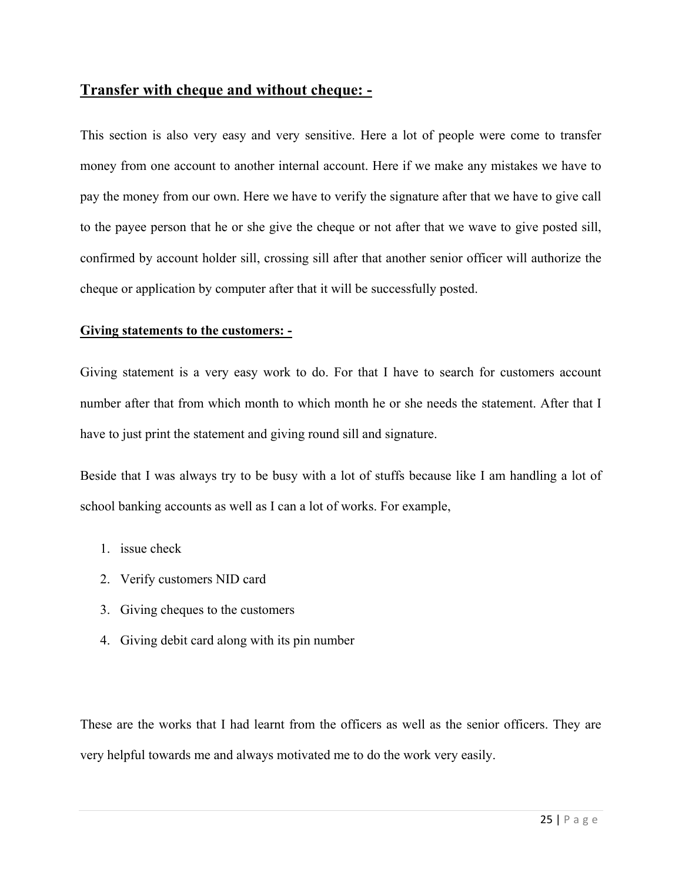## **Transfer with cheque and without cheque: -**

This section is also very easy and very sensitive. Here a lot of people were come to transfer money from one account to another internal account. Here if we make any mistakes we have to pay the money from our own. Here we have to verify the signature after that we have to give call to the payee person that he or she give the cheque or not after that we wave to give posted sill, confirmed by account holder sill, crossing sill after that another senior officer will authorize the cheque or application by computer after that it will be successfully posted.

### **Giving statements to the customers: -**

Giving statement is a very easy work to do. For that I have to search for customers account number after that from which month to which month he or she needs the statement. After that I have to just print the statement and giving round sill and signature.

Beside that I was always try to be busy with a lot of stuffs because like I am handling a lot of school banking accounts as well as I can a lot of works. For example,

1. issue check
2. Verify customers NID card
3. Giving cheques to the customers
4. Giving debit card along with its pin number

These are the works that I had learnt from the officers as well as the senior officers. They are very helpful towards me and always motivated me to do the work very easily.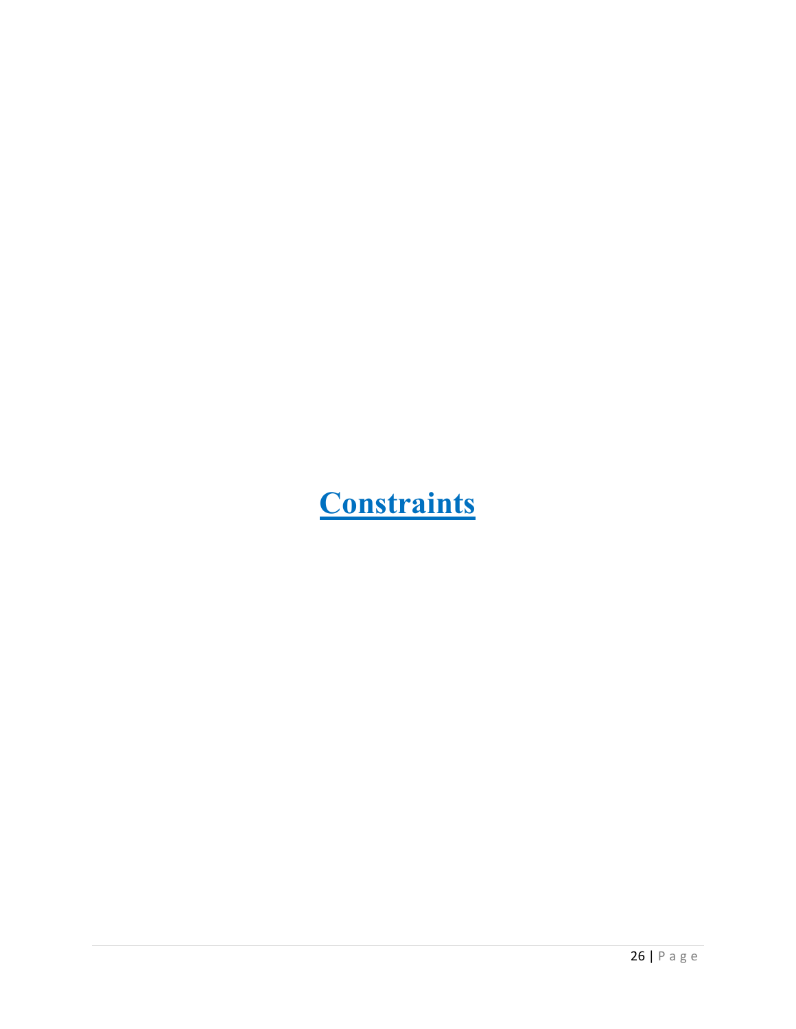# Constraints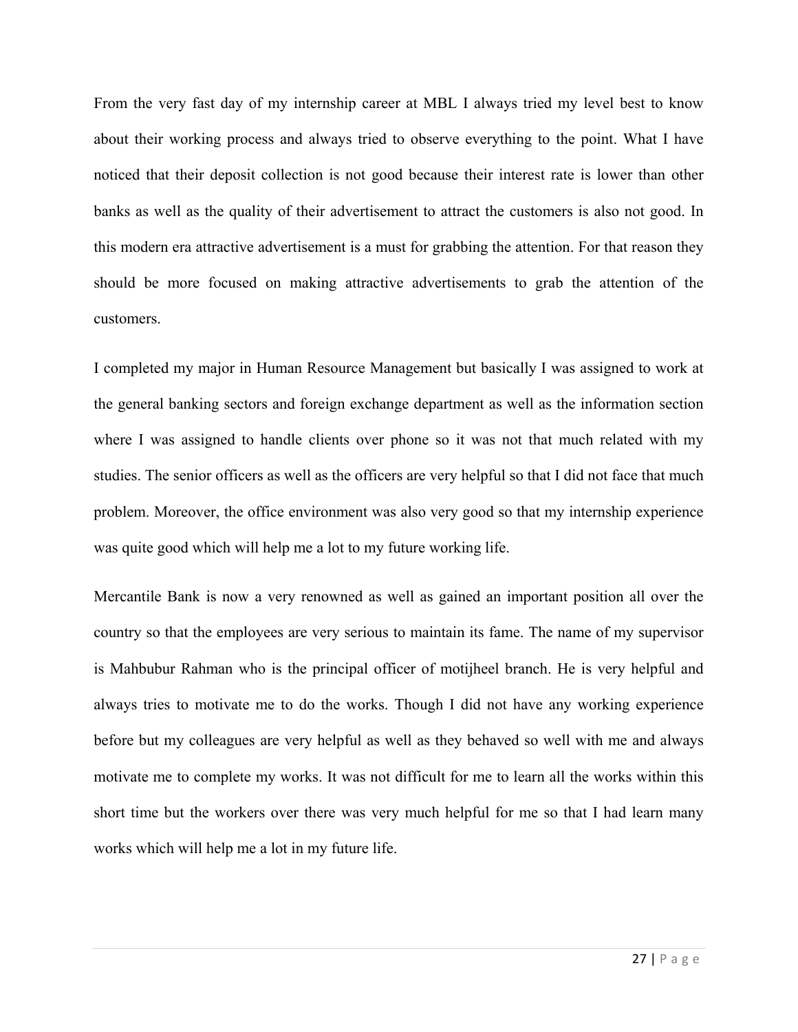From the very fast day of my internship career at MBL I always tried my level best to know about their working process and always tried to observe everything to the point. What I have noticed that their deposit collection is not good because their interest rate is lower than other banks as well as the quality of their advertisement to attract the customers is also not good. In this modern era attractive advertisement is a must for grabbing the attention. For that reason they should be more focused on making attractive advertisements to grab the attention of the customers.

I completed my major in Human Resource Management but basically I was assigned to work at the general banking sectors and foreign exchange department as well as the information section where I was assigned to handle clients over phone so it was not that much related with my studies. The senior officers as well as the officers are very helpful so that I did not face that much problem. Moreover, the office environment was also very good so that my internship experience was quite good which will help me a lot to my future working life.

Mercantile Bank is now a very renowned as well as gained an important position all over the country so that the employees are very serious to maintain its fame. The name of my supervisor is Mahbubur Rahman who is the principal officer of motijheel branch. He is very helpful and always tries to motivate me to do the works. Though I did not have any working experience before but my colleagues are very helpful as well as they behaved so well with me and always motivate me to complete my works. It was not difficult for me to learn all the works within this short time but the workers over there was very much helpful for me so that I had learn many works which will help me a lot in my future life.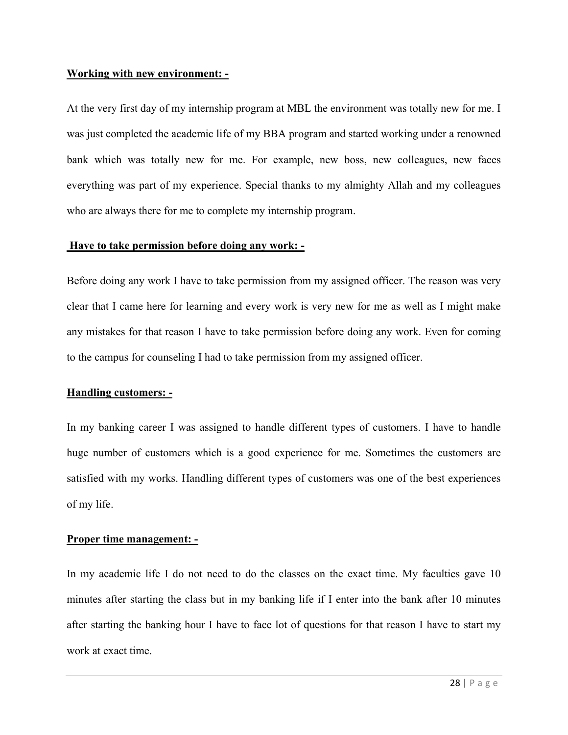**Working with new environment: -**

At the very first day of my internship program at MBL the environment was totally new for me. I was just completed the academic life of my BBA program and started working under a renowned bank which was totally new for me. For example, new boss, new colleagues, new faces everything was part of my experience. Special thanks to my almighty Allah and my colleagues who are always there for me to complete my internship program.

**Have to take permission before doing any work: -**

Before doing any work I have to take permission from my assigned officer. The reason was very clear that I came here for learning and every work is very new for me as well as I might make any mistakes for that reason I have to take permission before doing any work. Even for coming to the campus for counseling I had to take permission from my assigned officer.

**Handling customers: -**

In my banking career I was assigned to handle different types of customers. I have to handle huge number of customers which is a good experience for me. Sometimes the customers are satisfied with my works. Handling different types of customers was one of the best experiences of my life.

**Proper time management: -**

In my academic life I do not need to do the classes on the exact time. My faculties gave 10 minutes after starting the class but in my banking life if I enter into the bank after 10 minutes after starting the banking hour I have to face lot of questions for that reason I have to start my work at exact time.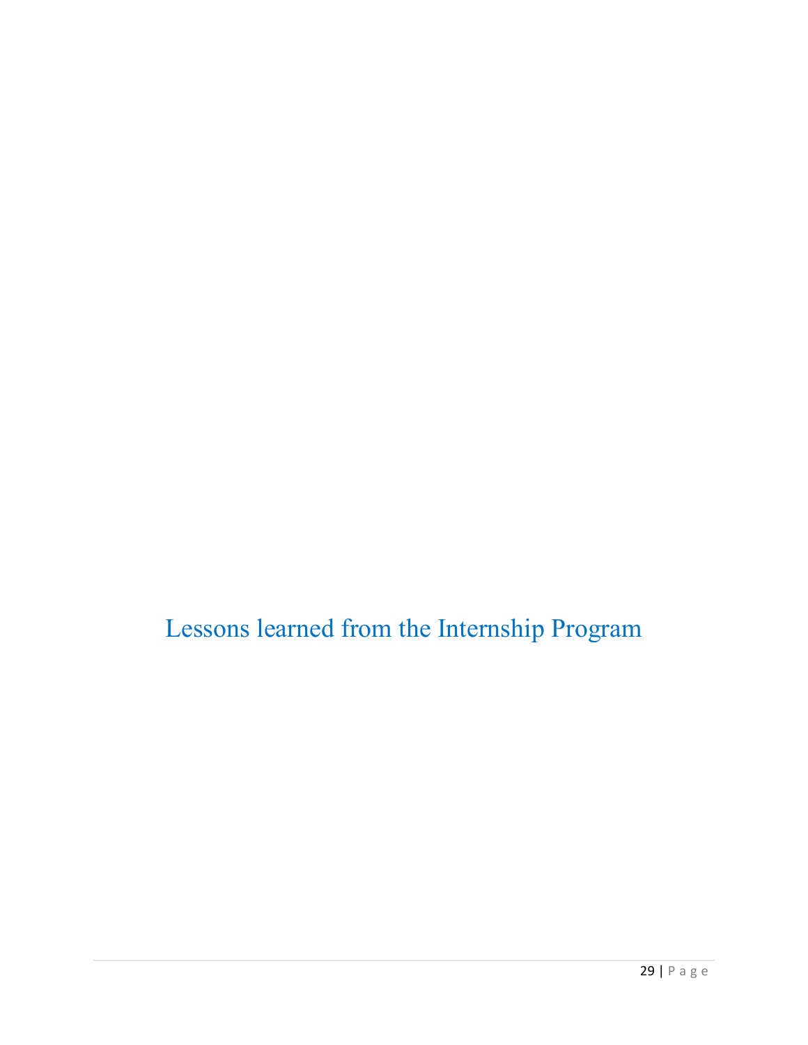# Lessons learned from the Internship Program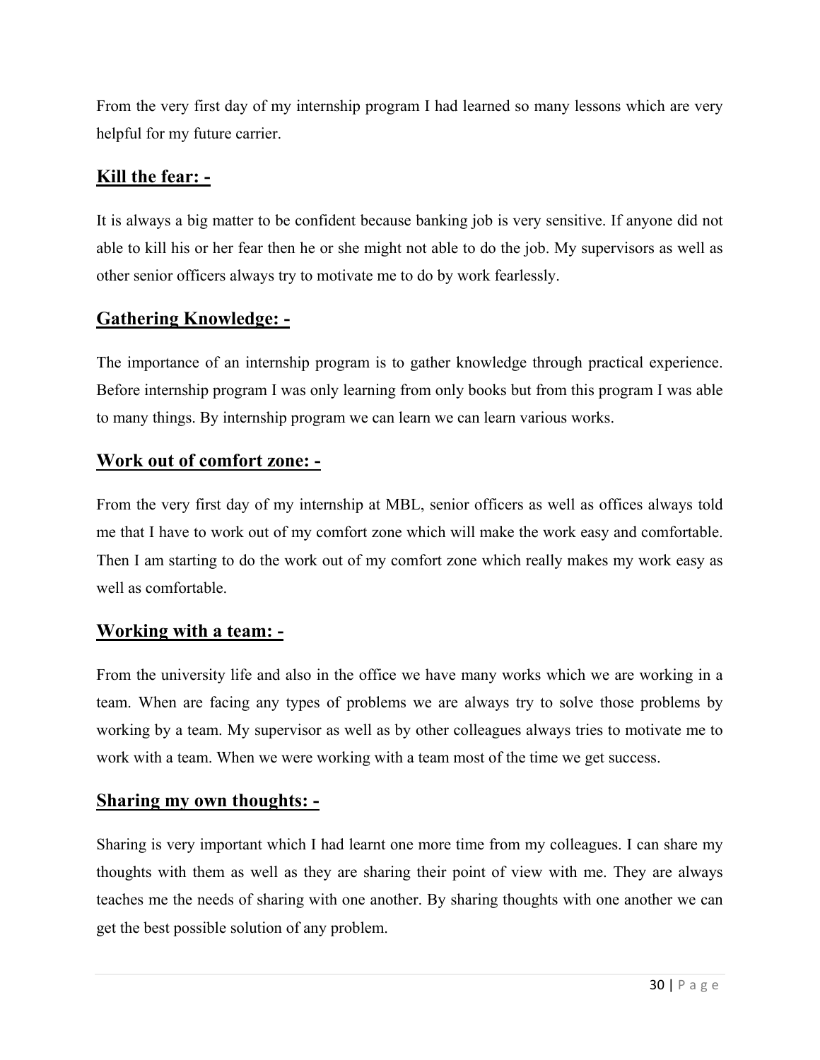From the very first day of my internship program I had learned so many lessons which are very helpful for my future carrier.

## **Kill the fear: -**

It is always a big matter to be confident because banking job is very sensitive. If anyone did not able to kill his or her fear then he or she might not able to do the job. My supervisors as well as other senior officers always try to motivate me to do by work fearlessly.

## **Gathering Knowledge: -**

The importance of an internship program is to gather knowledge through practical experience. Before internship program I was only learning from only books but from this program I was able to many things. By internship program we can learn we can learn various works.

## **Work out of comfort zone: -**

From the very first day of my internship at MBL, senior officers as well as offices always told me that I have to work out of my comfort zone which will make the work easy and comfortable. Then I am starting to do the work out of my comfort zone which really makes my work easy as well as comfortable.

## **Working with a team: -**

From the university life and also in the office we have many works which we are working in a team. When are facing any types of problems we are always try to solve those problems by working by a team. My supervisor as well as by other colleagues always tries to motivate me to work with a team. When we were working with a team most of the time we get success.

## **Sharing my own thoughts: -**

Sharing is very important which I had learnt one more time from my colleagues. I can share my thoughts with them as well as they are sharing their point of view with me. They are always teaches me the needs of sharing with one another. By sharing thoughts with one another we can get the best possible solution of any problem.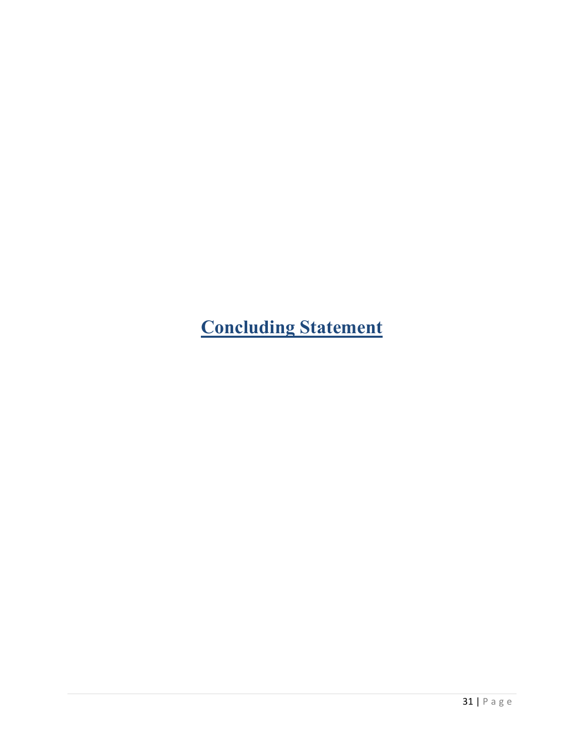# Concluding Statement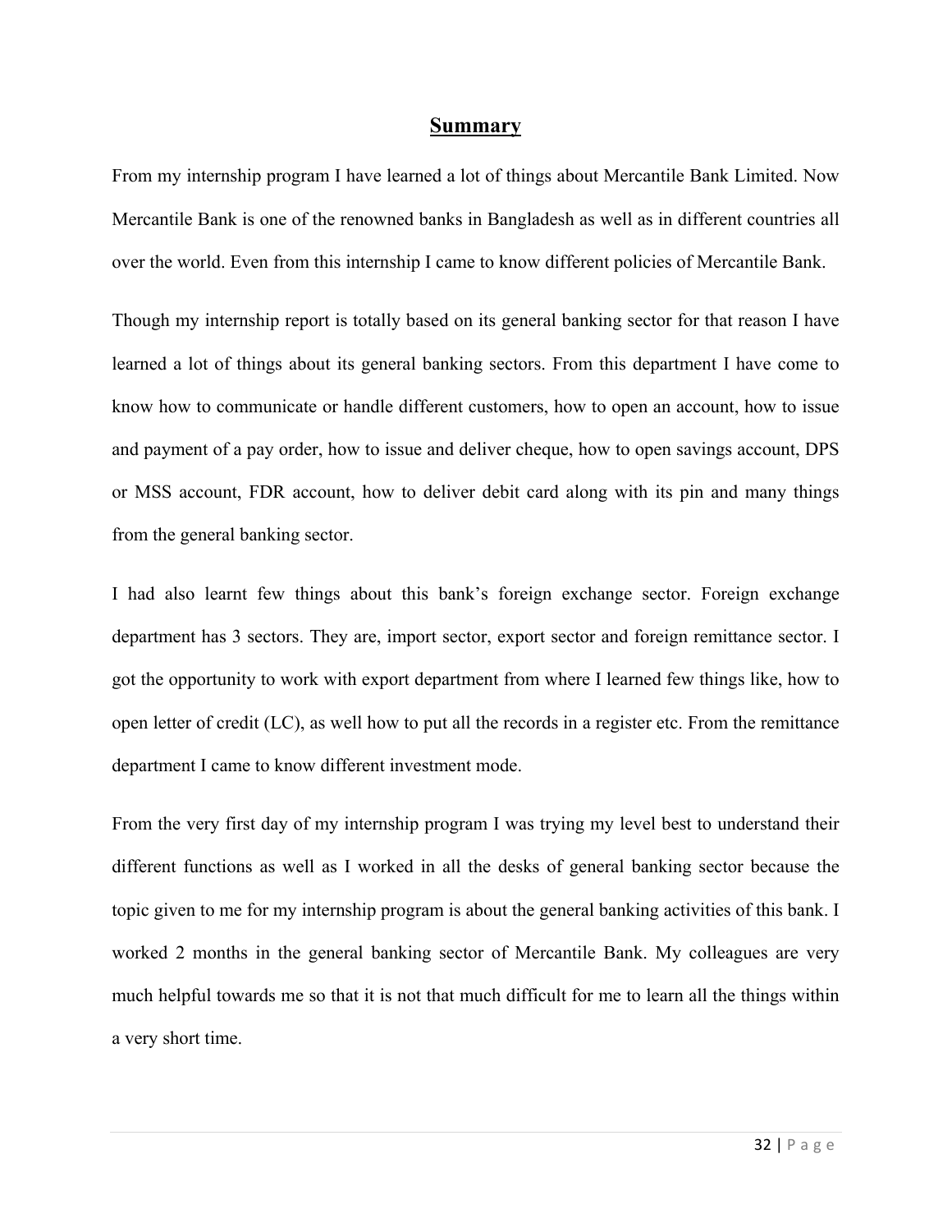# Summary

From my internship program I have learned a lot of things about Mercantile Bank Limited. Now Mercantile Bank is one of the renowned banks in Bangladesh as well as in different countries all over the world. Even from this internship I came to know different policies of Mercantile Bank.

Though my internship report is totally based on its general banking sector for that reason I have learned a lot of things about its general banking sectors. From this department I have come to know how to communicate or handle different customers, how to open an account, how to issue and payment of a pay order, how to issue and deliver cheque, how to open savings account, DPS or MSS account, FDR account, how to deliver debit card along with its pin and many things from the general banking sector.

I had also learnt few things about this bank's foreign exchange sector. Foreign exchange department has 3 sectors. They are, import sector, export sector and foreign remittance sector. I got the opportunity to work with export department from where I learned few things like, how to open letter of credit (LC), as well how to put all the records in a register etc. From the remittance department I came to know different investment mode.

From the very first day of my internship program I was trying my level best to understand their different functions as well as I worked in all the desks of general banking sector because the topic given to me for my internship program is about the general banking activities of this bank. I worked 2 months in the general banking sector of Mercantile Bank. My colleagues are very much helpful towards me so that it is not that much difficult for me to learn all the things within a very short time.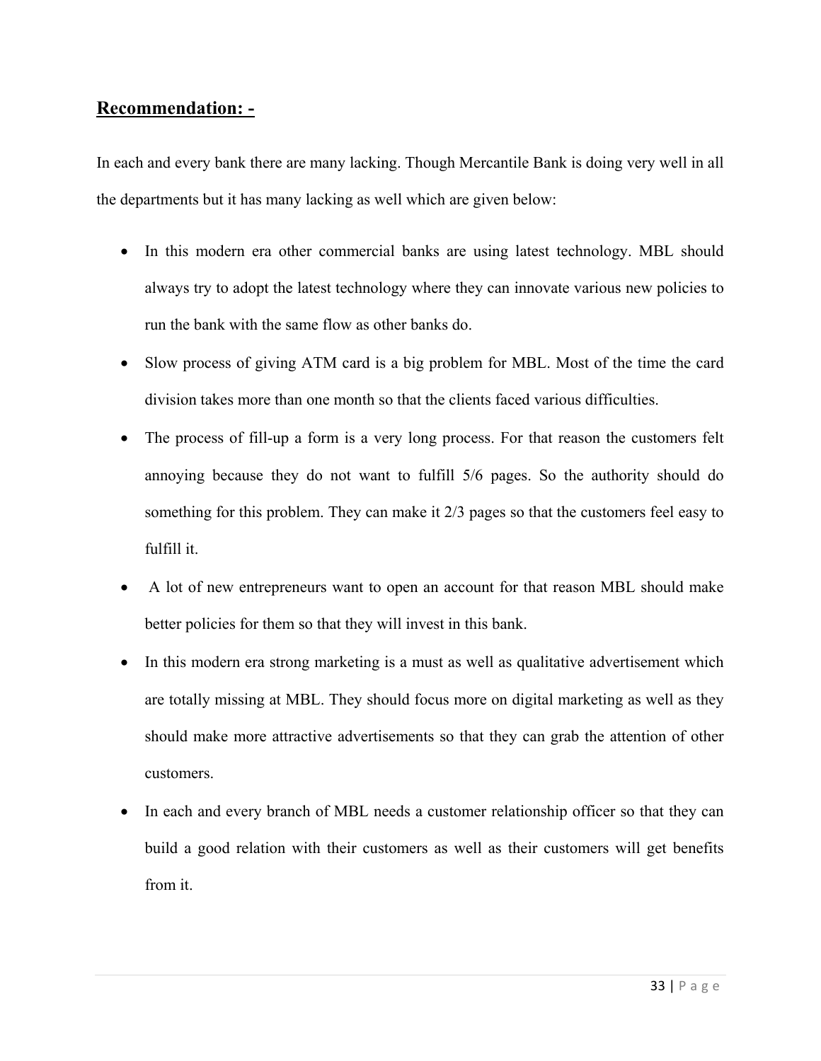## Recommendation: -

In each and every bank there are many lacking. Though Mercantile Bank is doing very well in all the departments but it has many lacking as well which are given below:

- In this modern era other commercial banks are using latest technology. MBL should always try to adopt the latest technology where they can innovate various new policies to run the bank with the same flow as other banks do.
- Slow process of giving ATM card is a big problem for MBL. Most of the time the card division takes more than one month so that the clients faced various difficulties.
- The process of fill-up a form is a very long process. For that reason the customers felt annoying because they do not want to fulfill 5/6 pages. So the authority should do something for this problem. They can make it 2/3 pages so that the customers feel easy to fulfill it.
- A lot of new entrepreneurs want to open an account for that reason MBL should make better policies for them so that they will invest in this bank.
- In this modern era strong marketing is a must as well as qualitative advertisement which are totally missing at MBL. They should focus more on digital marketing as well as they should make more attractive advertisements so that they can grab the attention of other customers.
- In each and every branch of MBL needs a customer relationship officer so that they can build a good relation with their customers as well as their customers will get benefits from it.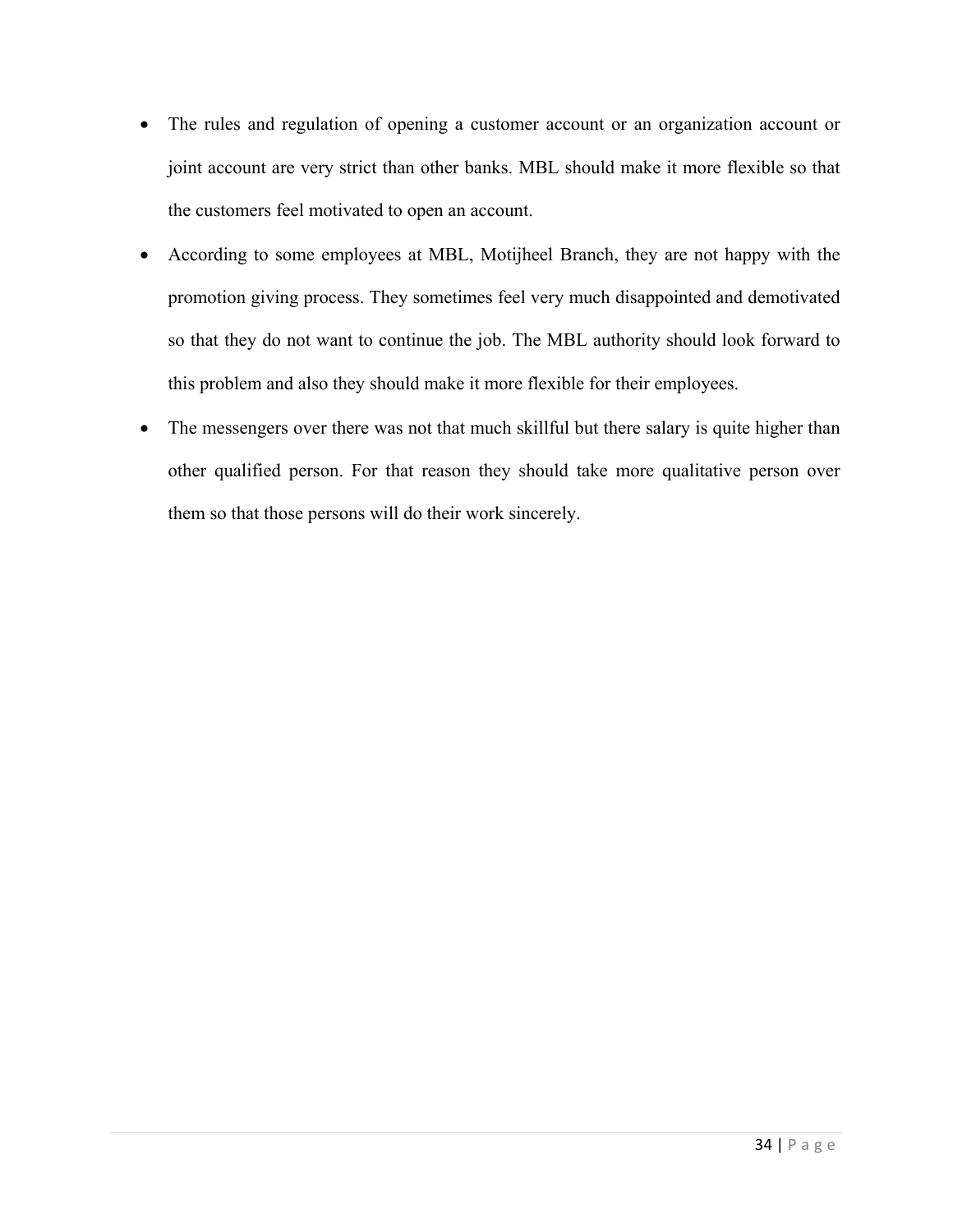- The rules and regulation of opening a customer account or an organization account or joint account are very strict than other banks. MBL should make it more flexible so that the customers feel motivated to open an account.
- According to some employees at MBL, Motijheel Branch, they are not happy with the promotion giving process. They sometimes feel very much disappointed and demotivated so that they do not want to continue the job. The MBL authority should look forward to this problem and also they should make it more flexible for their employees.
- The messengers over there was not that much skillful but there salary is quite higher than other qualified person. For that reason they should take more qualitative person over them so that those persons will do their work sincerely.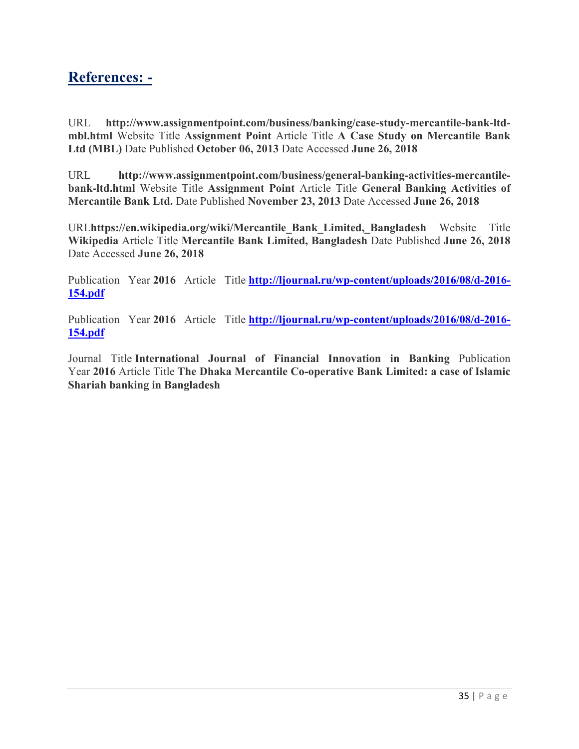## References: -

URL **http://www.assignmentpoint.com/business/banking/case-study-mercantile-bank-ltd-mbl.html** Website Title **Assignment Point** Article Title **A Case Study on Mercantile Bank Ltd (MBL)** Date Published **October 06, 2013** Date Accessed **June 26, 2018**

URL **http://www.assignmentpoint.com/business/general-banking-activities-mercantile-bank-ltd.html** Website Title **Assignment Point** Article Title **General Banking Activities of Mercantile Bank Ltd.** Date Published **November 23, 2013** Date Accessed **June 26, 2018**

URL**https://en.wikipedia.org/wiki/Mercantile_Bank_Limited,_Bangladesh** Website Title **Wikipedia** Article Title **Mercantile Bank Limited, Bangladesh** Date Published **June 26, 2018** Date Accessed **June 26, 2018**

Publication Year **2016** Article Title **http://ljournal.ru/wp-content/uploads/2016/08/d-2016-154.pdf**

Publication Year **2016** Article Title **http://ljournal.ru/wp-content/uploads/2016/08/d-2016-154.pdf**

Journal Title **International Journal of Financial Innovation in Banking** Publication Year **2016** Article Title **The Dhaka Mercantile Co-operative Bank Limited: a case of Islamic Shariah banking in Bangladesh**